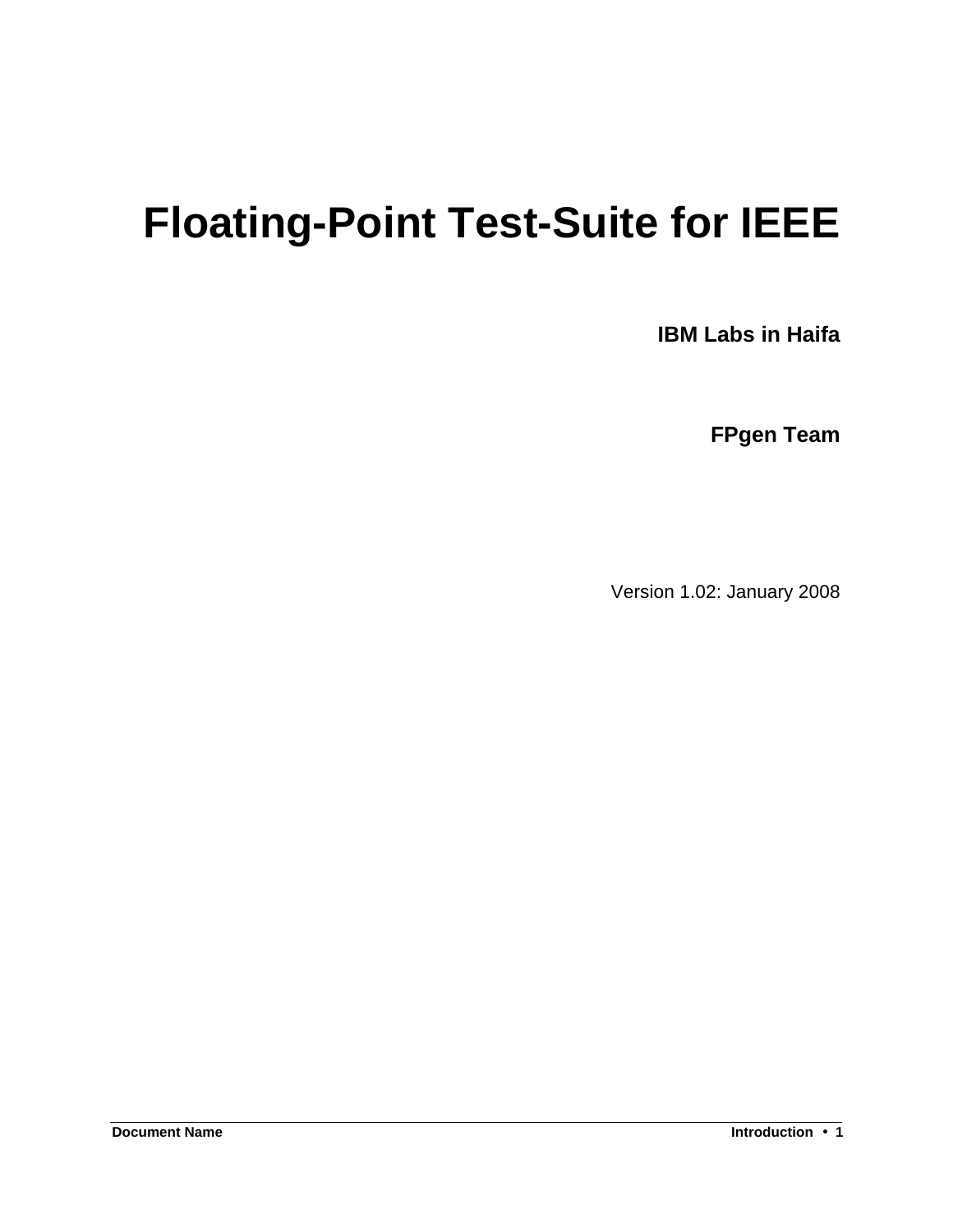# Floating-Point Test-Suite for IEEE

**IBM Labs in Haifa**

**FPgen Team**

Version 1.02: January 2008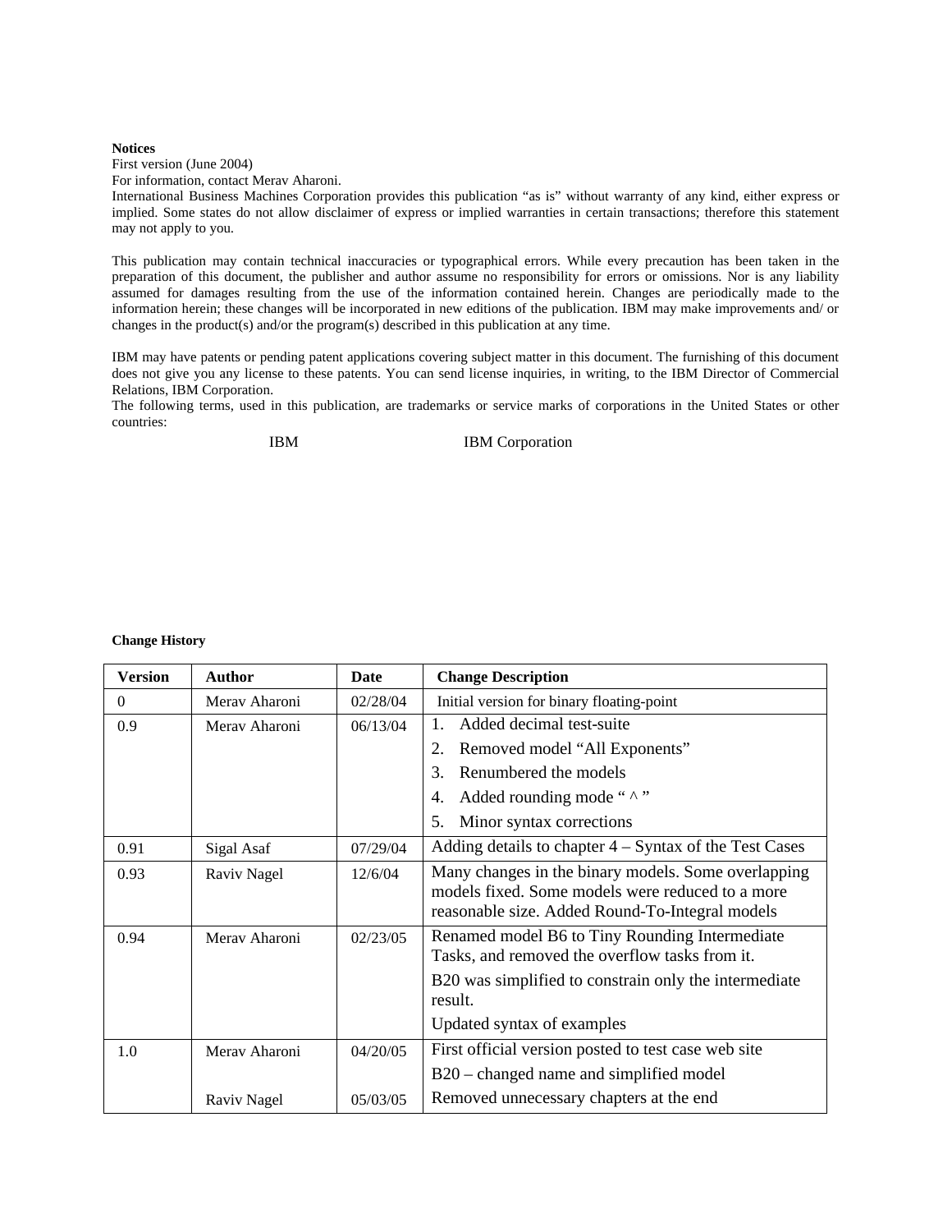**Notices**

First version (June 2004)

For information, contact Merav Aharoni.

International Business Machines Corporation provides this publication "as is" without warranty of any kind, either express or implied. Some states do not allow disclaimer of express or implied warranties in certain transactions; therefore this statement may not apply to you.

This publication may contain technical inaccuracies or typographical errors. While every precaution has been taken in the preparation of this document, the publisher and author assume no responsibility for errors or omissions. Nor is any liability assumed for damages resulting from the use of the information contained herein. Changes are periodically made to the information herein; these changes will be incorporated in new editions of the publication. IBM may make improvements and/ or changes in the product(s) and/or the program(s) described in this publication at any time.

IBM may have patents or pending patent applications covering subject matter in this document. The furnishing of this document does not give you any license to these patents. You can send license inquiries, in writing, to the IBM Director of Commercial Relations, IBM Corporation.

The following terms, used in this publication, are trademarks or service marks of corporations in the United States or other countries:

| | |
|---|---|
| IBM | IBM Corporation |

**Change History**

| Version | Author | Date | Change Description |
|---|---|---|---|
| 0 | Merav Aharoni | 02/28/04 | Initial version for binary floating-point |
| 0.9 | Merav Aharoni | 06/13/04 | 1. Added decimal test-suite<br>2. Removed model "All Exponents"<br>3. Renumbered the models<br>4. Added rounding mode " ^ "<br>5. Minor syntax corrections |
| 0.91 | Sigal Asaf | 07/29/04 | Adding details to chapter 4 – Syntax of the Test Cases |
| 0.93 | Raviv Nagel | 12/6/04 | Many changes in the binary models. Some overlapping models fixed. Some models were reduced to a more reasonable size. Added Round-To-Integral models |
| 0.94 | Merav Aharoni | 02/23/05 | Renamed model B6 to Tiny Rounding Intermediate Tasks, and removed the overflow tasks from it.<br>B20 was simplified to constrain only the intermediate result.<br>Updated syntax of examples |
| 1.0 | Merav Aharoni | 04/20/05 | First official version posted to test case web site<br>B20 – changed name and simplified model |
| | Raviv Nagel | 05/03/05 | Removed unnecessary chapters at the end |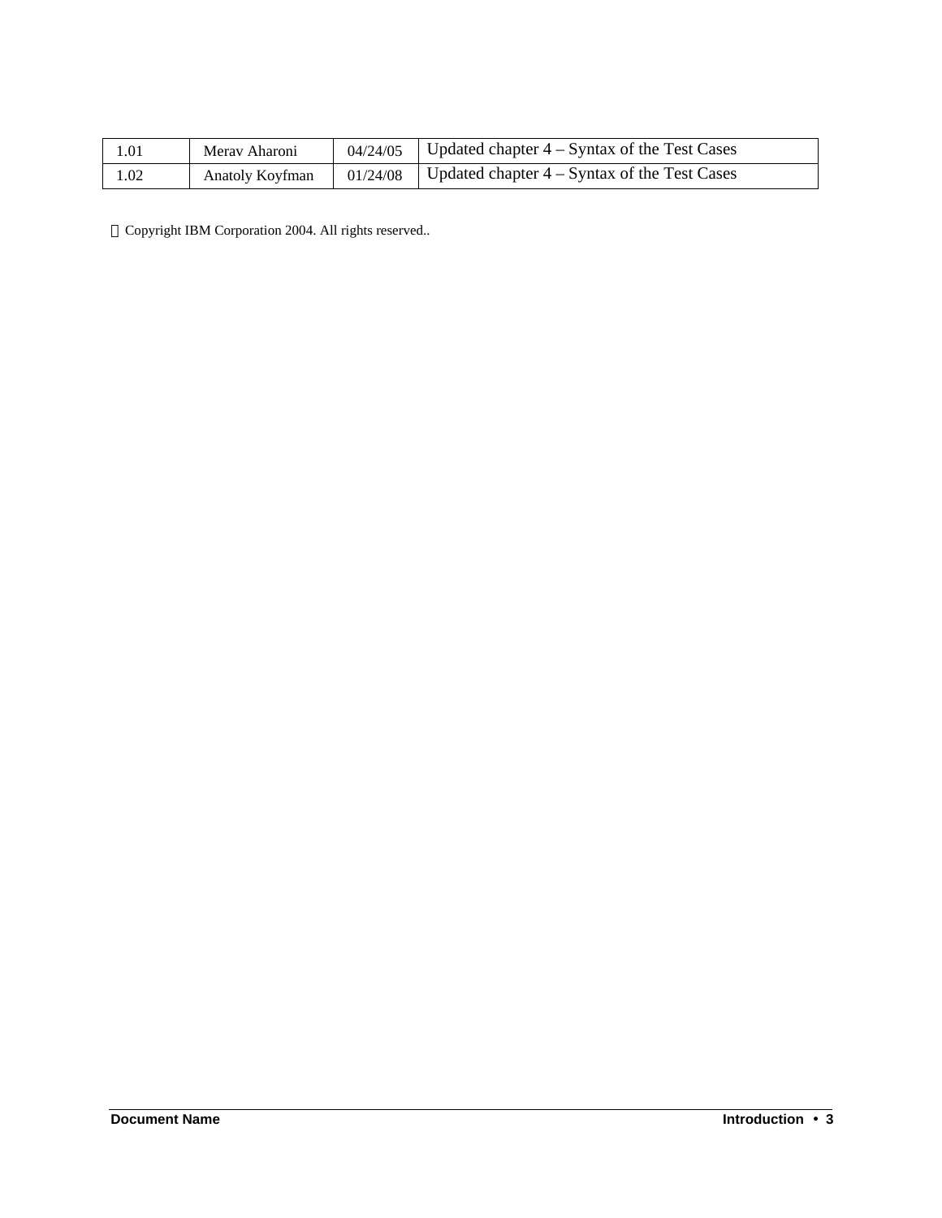| 1.01 | Merav Aharoni | 04/24/05 | Updated chapter 4 – Syntax of the Test Cases |
|---|---|---|---|
| 1.02 | Anatoly Koyfman | 01/24/08 | Updated chapter 4 – Syntax of the Test Cases |

 Copyright IBM Corporation 2004. All rights reserved..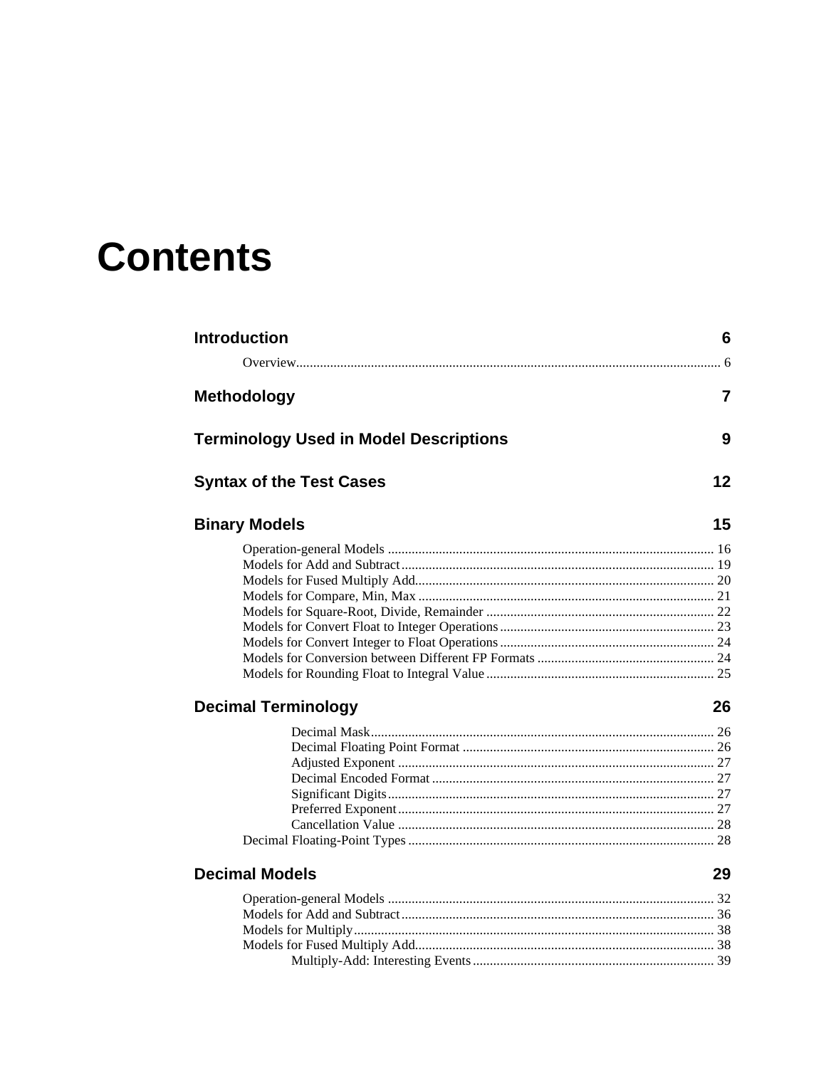# Contents

**Introduction** 6

- Overview 6

**Methodology** 7

**Terminology Used in Model Descriptions** 9

**Syntax of the Test Cases** 12

**Binary Models** 15

- Operation-general Models 16
- Models for Add and Subtract 19
- Models for Fused Multiply Add 20
- Models for Compare, Min, Max 21
- Models for Square-Root, Divide, Remainder 22
- Models for Convert Float to Integer Operations 23
- Models for Convert Integer to Float Operations 24
- Models for Conversion between Different FP Formats 24
- Models for Rounding Float to Integral Value 25

**Decimal Terminology** 26

- Decimal Mask 26
- Decimal Floating Point Format 26
- Adjusted Exponent 27
- Decimal Encoded Format 27
- Significant Digits 27
- Preferred Exponent 27
- Cancellation Value 28
- Decimal Floating-Point Types 28

**Decimal Models** 29

- Operation-general Models 32
- Models for Add and Subtract 36
- Models for Multiply 38
- Models for Fused Multiply Add 38
  - Multiply-Add: Interesting Events 39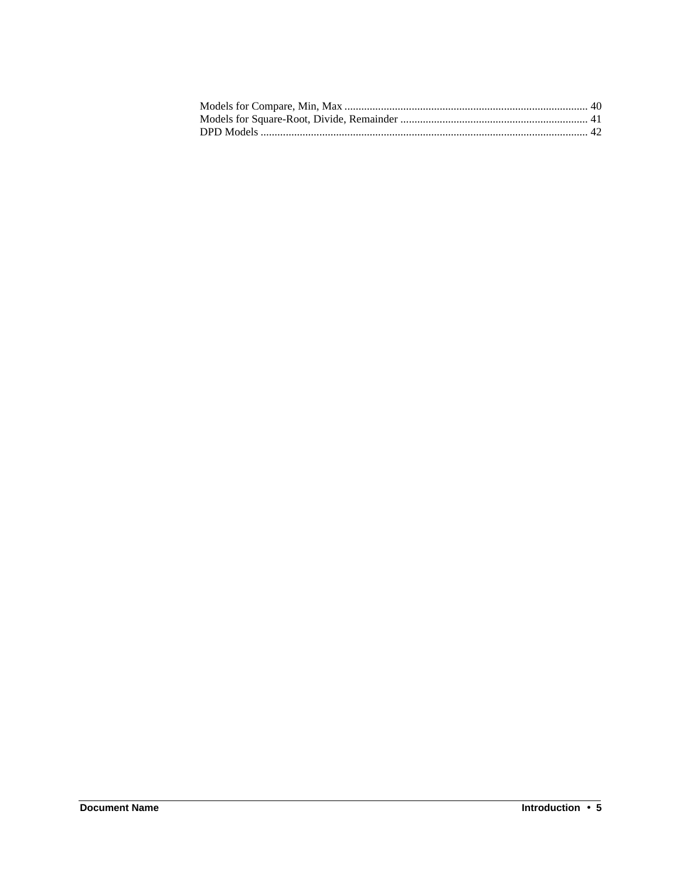Models for Compare, Min, Max ........................................................................................ 40
Models for Square-Root, Divide, Remainder .................................................................. 41
DPD Models .................................................................................................................... 42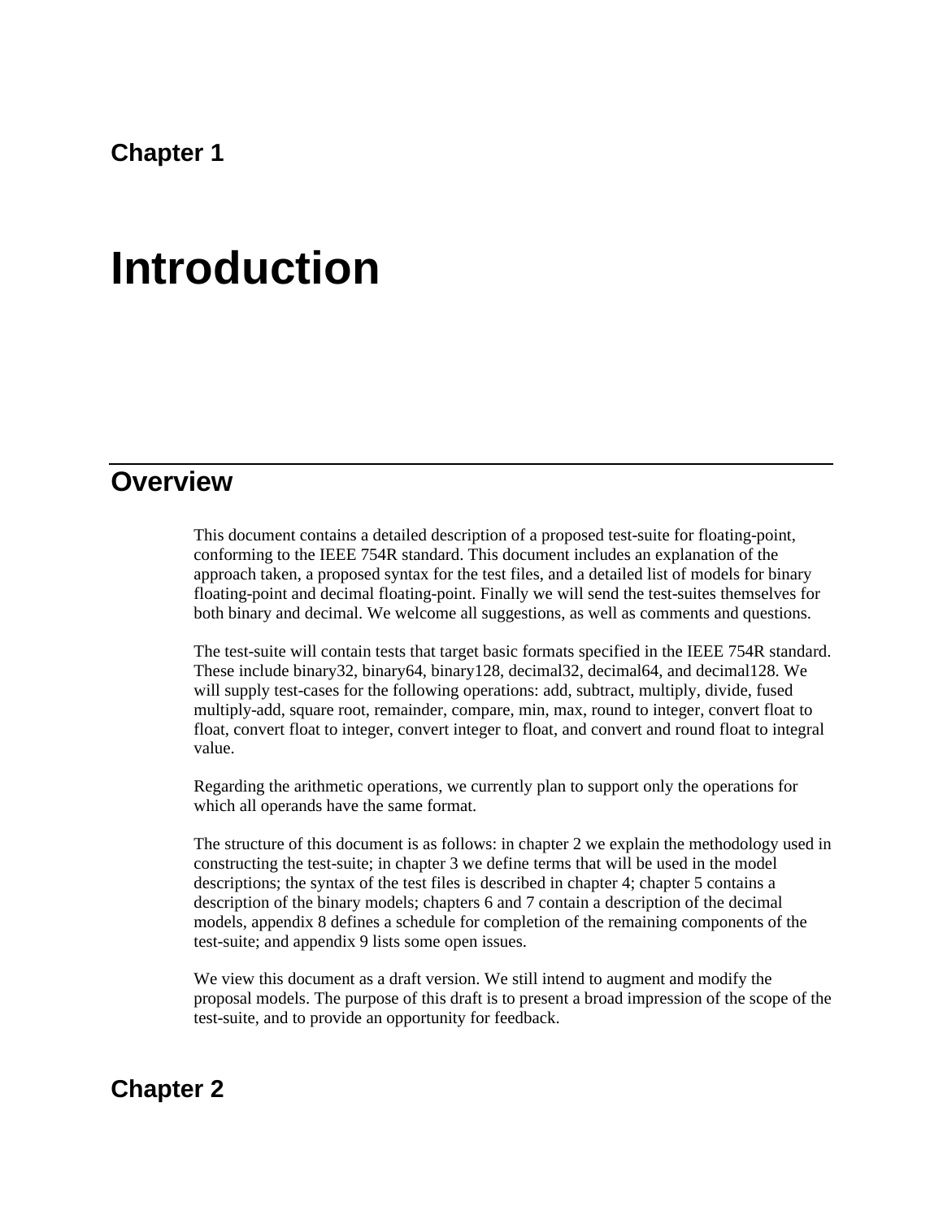## Chapter 1

# Introduction

## Overview

This document contains a detailed description of a proposed test-suite for floating-point, conforming to the IEEE 754R standard. This document includes an explanation of the approach taken, a proposed syntax for the test files, and a detailed list of models for binary floating-point and decimal floating-point. Finally we will send the test-suites themselves for both binary and decimal. We welcome all suggestions, as well as comments and questions.

The test-suite will contain tests that target basic formats specified in the IEEE 754R standard. These include binary32, binary64, binary128, decimal32, decimal64, and decimal128. We will supply test-cases for the following operations: add, subtract, multiply, divide, fused multiply-add, square root, remainder, compare, min, max, round to integer, convert float to float, convert float to integer, convert integer to float, and convert and round float to integral value.

Regarding the arithmetic operations, we currently plan to support only the operations for which all operands have the same format.

The structure of this document is as follows: in chapter 2 we explain the methodology used in constructing the test-suite; in chapter 3 we define terms that will be used in the model descriptions; the syntax of the test files is described in chapter 4; chapter 5 contains a description of the binary models; chapters 6 and 7 contain a description of the decimal models, appendix 8 defines a schedule for completion of the remaining components of the test-suite; and appendix 9 lists some open issues.

We view this document as a draft version. We still intend to augment and modify the proposal models. The purpose of this draft is to present a broad impression of the scope of the test-suite, and to provide an opportunity for feedback.

## Chapter 2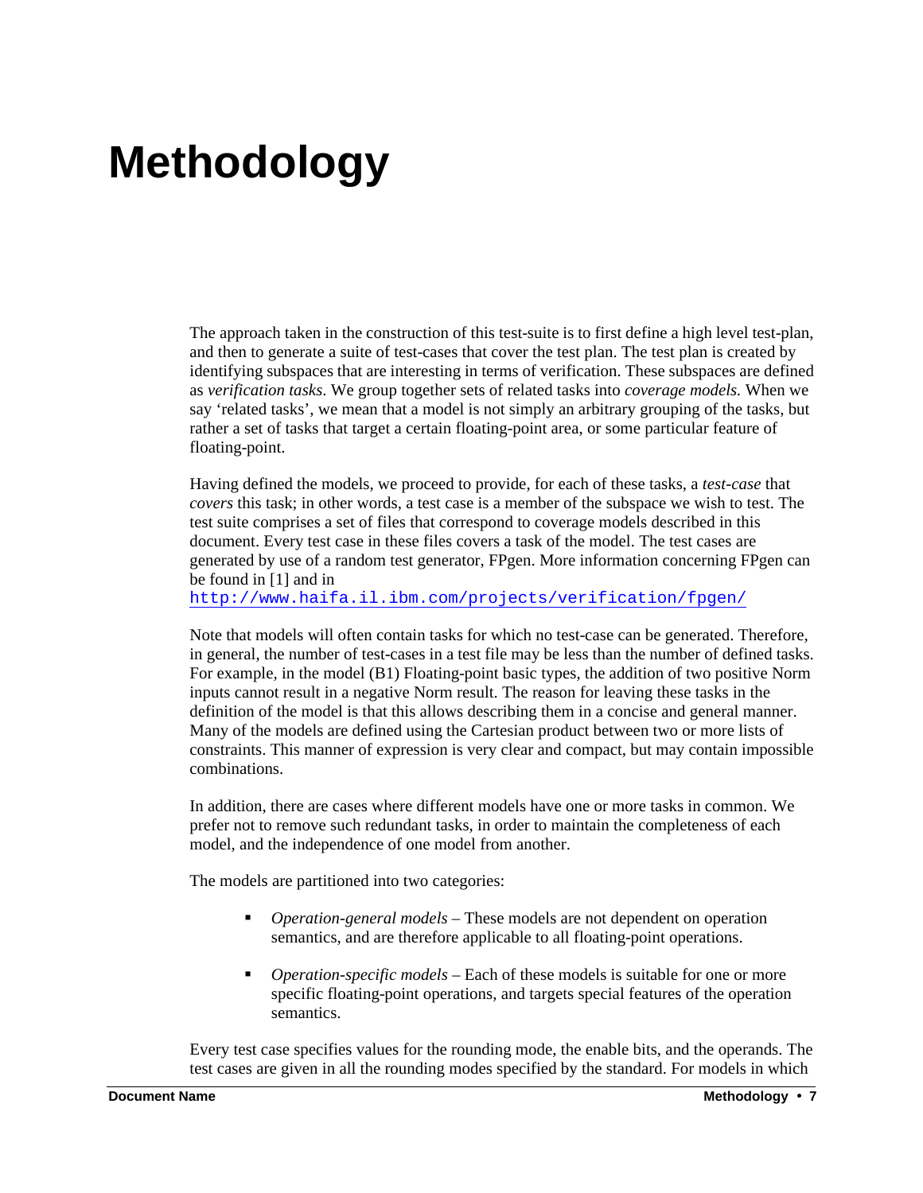# Methodology

The approach taken in the construction of this test-suite is to first define a high level test-plan, and then to generate a suite of test-cases that cover the test plan. The test plan is created by identifying subspaces that are interesting in terms of verification. These subspaces are defined as *verification tasks*. We group together sets of related tasks into *coverage models.* When we say 'related tasks', we mean that a model is not simply an arbitrary grouping of the tasks, but rather a set of tasks that target a certain floating-point area, or some particular feature of floating-point.

Having defined the models, we proceed to provide, for each of these tasks, a *test-case* that *covers* this task; in other words, a test case is a member of the subspace we wish to test. The test suite comprises a set of files that correspond to coverage models described in this document. Every test case in these files covers a task of the model. The test cases are generated by use of a random test generator, FPgen. More information concerning FPgen can be found in [1] and in http://www.haifa.il.ibm.com/projects/verification/fpgen/

Note that models will often contain tasks for which no test-case can be generated. Therefore, in general, the number of test-cases in a test file may be less than the number of defined tasks. For example, in the model (B1) Floating-point basic types, the addition of two positive Norm inputs cannot result in a negative Norm result. The reason for leaving these tasks in the definition of the model is that this allows describing them in a concise and general manner. Many of the models are defined using the Cartesian product between two or more lists of constraints. This manner of expression is very clear and compact, but may contain impossible combinations.

In addition, there are cases where different models have one or more tasks in common. We prefer not to remove such redundant tasks, in order to maintain the completeness of each model, and the independence of one model from another.

The models are partitioned into two categories:

- *Operation-general models* – These models are not dependent on operation semantics, and are therefore applicable to all floating-point operations.
- *Operation-specific models* – Each of these models is suitable for one or more specific floating-point operations, and targets special features of the operation semantics.

Every test case specifies values for the rounding mode, the enable bits, and the operands. The test cases are given in all the rounding modes specified by the standard. For models in which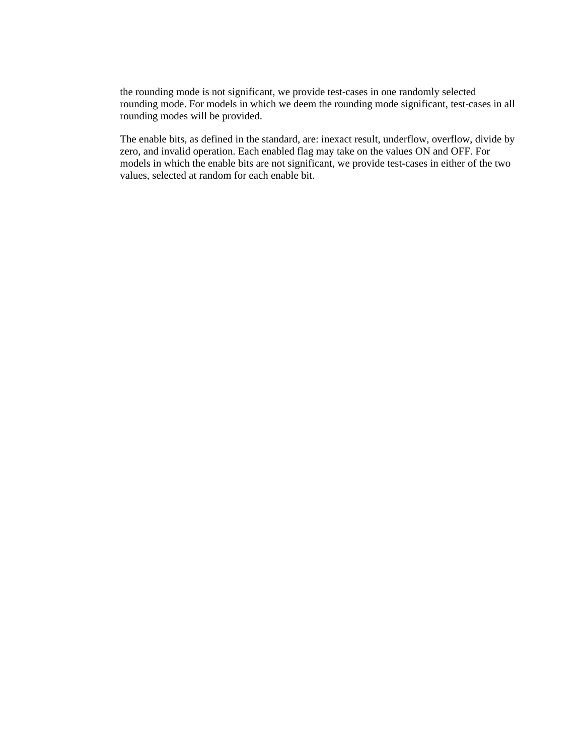the rounding mode is not significant, we provide test-cases in one randomly selected rounding mode. For models in which we deem the rounding mode significant, test-cases in all rounding modes will be provided.

The enable bits, as defined in the standard, are: inexact result, underflow, overflow, divide by zero, and invalid operation. Each enabled flag may take on the values ON and OFF. For models in which the enable bits are not significant, we provide test-cases in either of the two values, selected at random for each enable bit.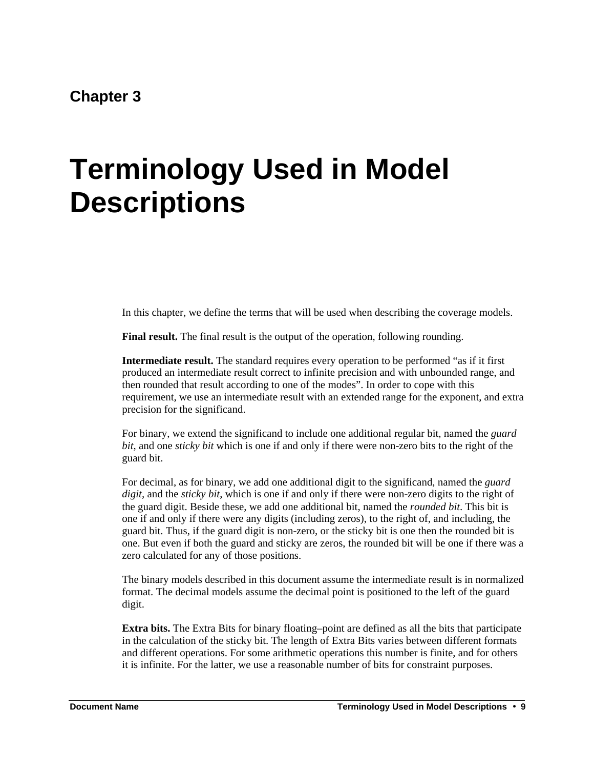Chapter 3

# Terminology Used in Model Descriptions

In this chapter, we define the terms that will be used when describing the coverage models.

**Final result.** The final result is the output of the operation, following rounding.

**Intermediate result.** The standard requires every operation to be performed "as if it first produced an intermediate result correct to infinite precision and with unbounded range, and then rounded that result according to one of the modes". In order to cope with this requirement, we use an intermediate result with an extended range for the exponent, and extra precision for the significand.

For binary, we extend the significand to include one additional regular bit, named the *guard bit*, and one *sticky bit* which is one if and only if there were non-zero bits to the right of the guard bit.

For decimal, as for binary, we add one additional digit to the significand, named the *guard digit*, and the *sticky bit*, which is one if and only if there were non-zero digits to the right of the guard digit. Beside these, we add one additional bit, named the *rounded bit*. This bit is one if and only if there were any digits (including zeros), to the right of, and including, the guard bit. Thus, if the guard digit is non-zero, or the sticky bit is one then the rounded bit is one. But even if both the guard and sticky are zeros, the rounded bit will be one if there was a zero calculated for any of those positions.

The binary models described in this document assume the intermediate result is in normalized format. The decimal models assume the decimal point is positioned to the left of the guard digit.

**Extra bits.** The Extra Bits for binary floating–point are defined as all the bits that participate in the calculation of the sticky bit. The length of Extra Bits varies between different formats and different operations. For some arithmetic operations this number is finite, and for others it is infinite. For the latter, we use a reasonable number of bits for constraint purposes.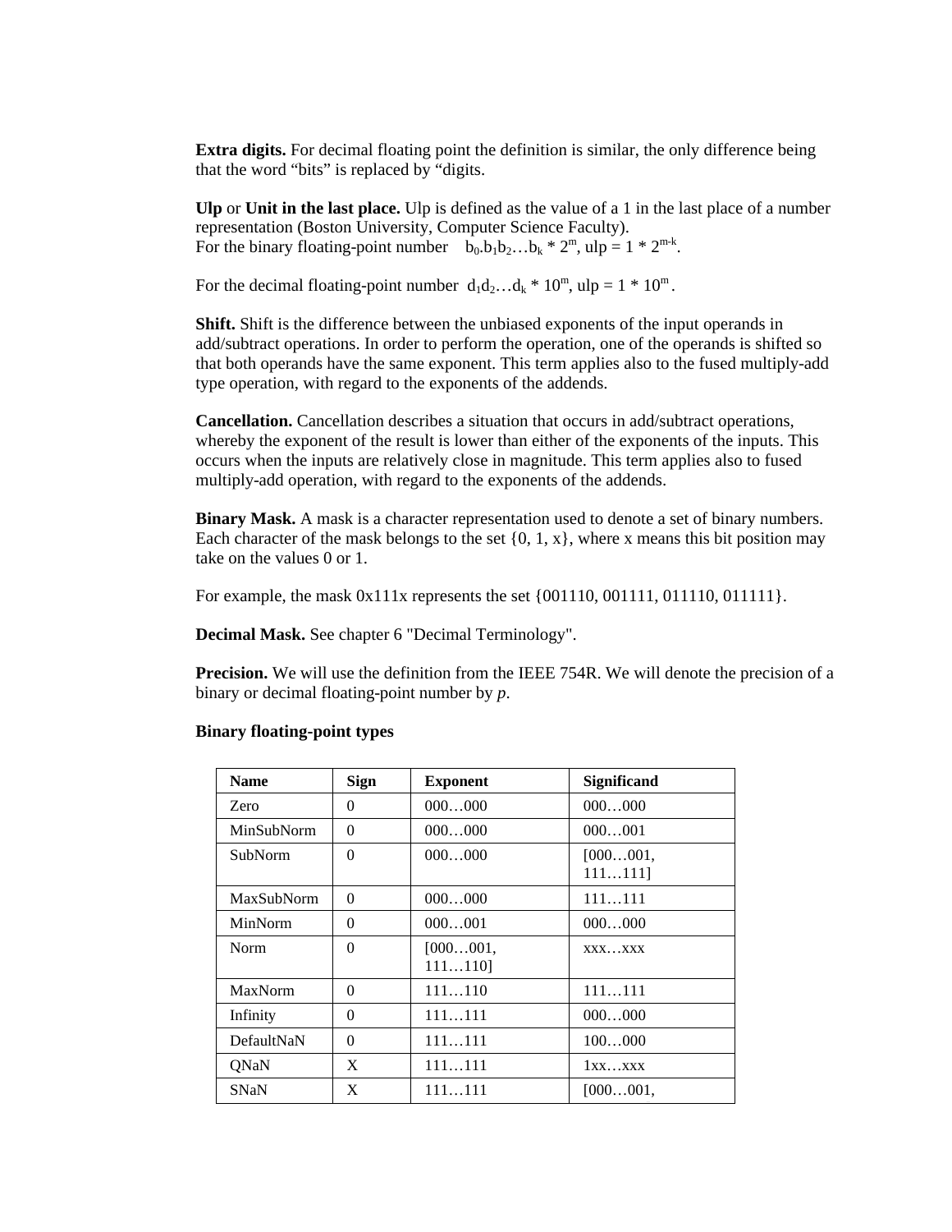**Extra digits.** For decimal floating point the definition is similar, the only difference being that the word "bits" is replaced by "digits.

**Ulp** or **Unit in the last place.** Ulp is defined as the value of a 1 in the last place of a number representation (Boston University, Computer Science Faculty).
For the binary floating-point number $b_0.b_1b_2\ldots b_k * 2^m$, ulp = $1 * 2^{m-k}$.

For the decimal floating-point number $d_1d_2\ldots d_k * 10^m$, ulp = $1 * 10^m$.

**Shift.** Shift is the difference between the unbiased exponents of the input operands in add/subtract operations. In order to perform the operation, one of the operands is shifted so that both operands have the same exponent. This term applies also to the fused multiply-add type operation, with regard to the exponents of the addends.

**Cancellation.** Cancellation describes a situation that occurs in add/subtract operations, whereby the exponent of the result is lower than either of the exponents of the inputs. This occurs when the inputs are relatively close in magnitude. This term applies also to fused multiply-add operation, with regard to the exponents of the addends.

**Binary Mask.** A mask is a character representation used to denote a set of binary numbers. Each character of the mask belongs to the set {0, 1, x}, where x means this bit position may take on the values 0 or 1.

For example, the mask 0x111x represents the set {001110, 001111, 011110, 011111}.

**Decimal Mask.** See chapter 6 "Decimal Terminology".

**Precision.** We will use the definition from the IEEE 754R. We will denote the precision of a binary or decimal floating-point number by *p*.

**Binary floating-point types**

| Name | Sign | Exponent | Significand |
|---|---|---|---|
| Zero | 0 | 000…000 | 000…000 |
| MinSubNorm | 0 | 000…000 | 000…001 |
| SubNorm | 0 | 000…000 | [000…001, 111…111] |
| MaxSubNorm | 0 | 000…000 | 111…111 |
| MinNorm | 0 | 000…001 | 000…000 |
| Norm | 0 | [000…001, 111…110] | xxx…xxx |
| MaxNorm | 0 | 111…110 | 111…111 |
| Infinity | 0 | 111…111 | 000…000 |
| DefaultNaN | 0 | 111…111 | 100…000 |
| QNaN | X | 111…111 | 1xx…xxx |
| SNaN | X | 111…111 | [000…001, |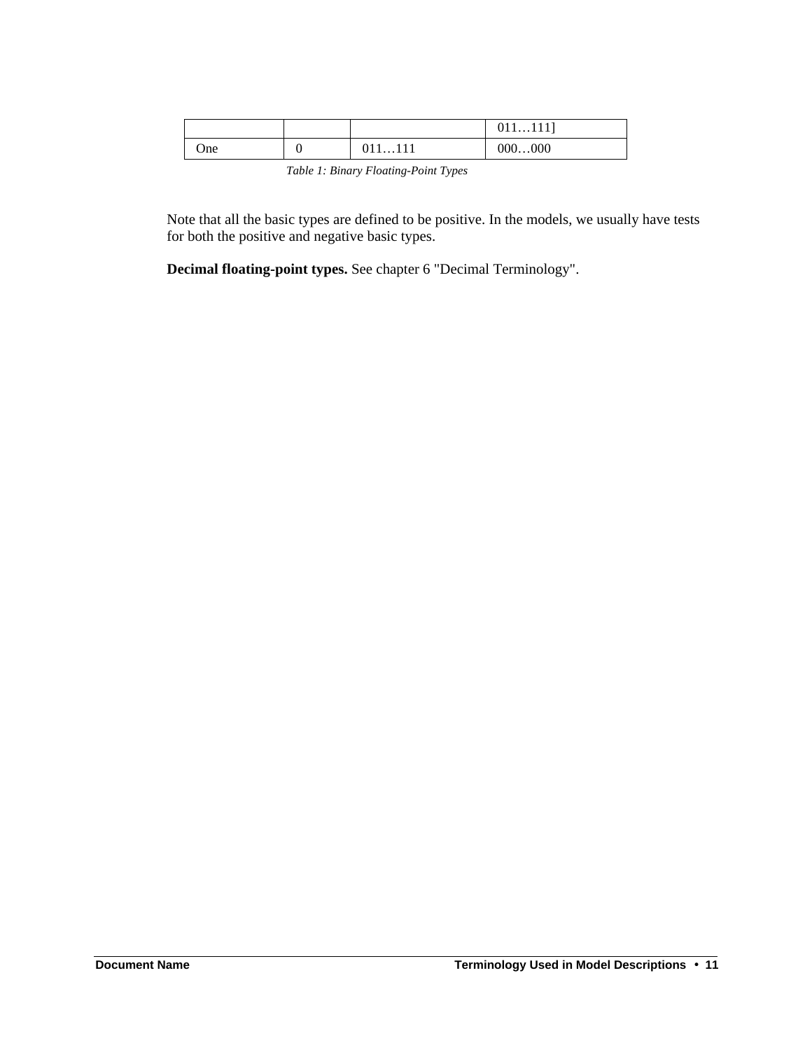|  |  |  | 011…111] |
|---|---|---|---|
| One | 0 | 011…111 | 000…000 |

*Table 1: Binary Floating-Point Types*

Note that all the basic types are defined to be positive. In the models, we usually have tests for both the positive and negative basic types.

**Decimal floating-point types.** See chapter 6 "Decimal Terminology".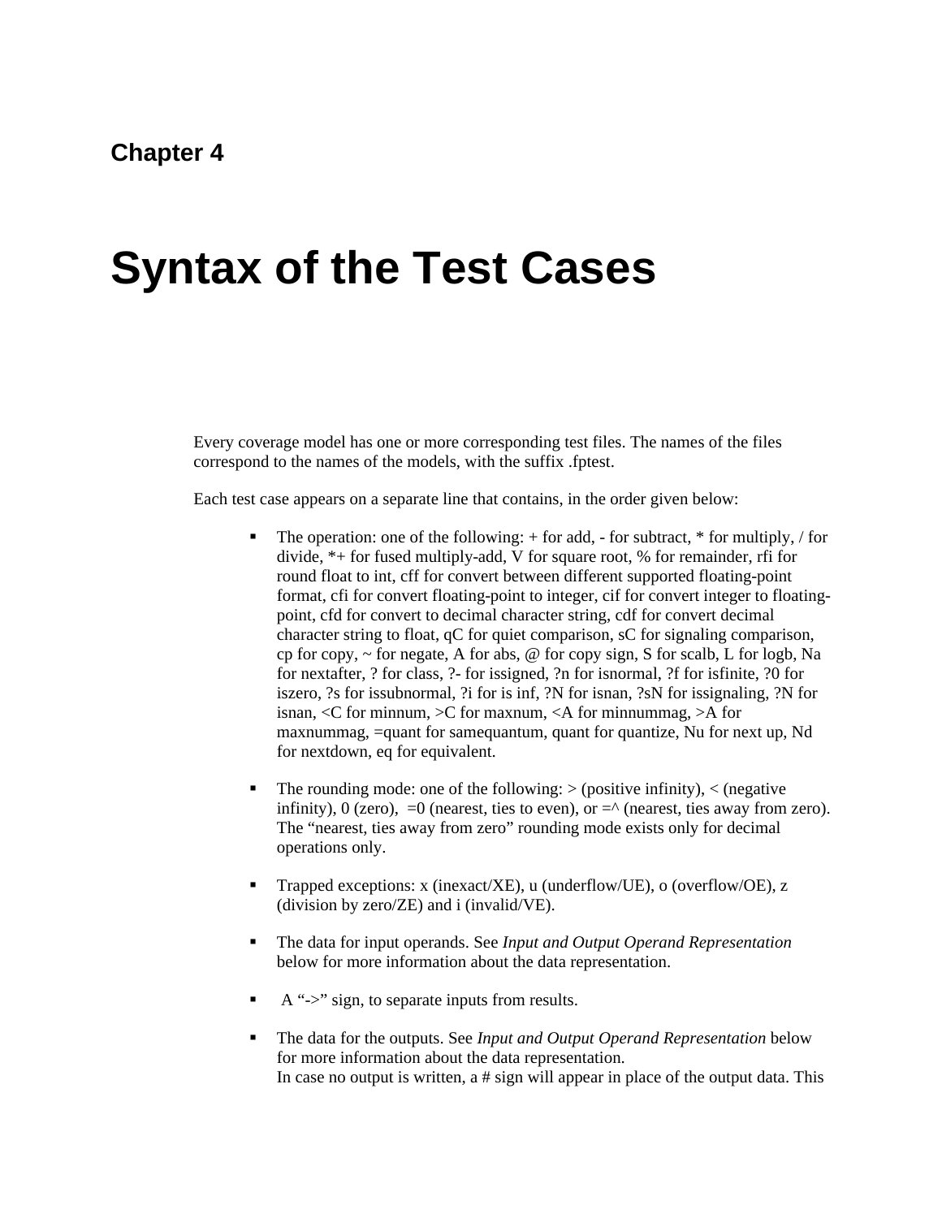# Chapter 4

# Syntax of the Test Cases

Every coverage model has one or more corresponding test files. The names of the files correspond to the names of the models, with the suffix .fptest.

Each test case appears on a separate line that contains, in the order given below:

- The operation: one of the following: + for add, - for subtract, * for multiply, / for divide, *+ for fused multiply-add, V for square root, % for remainder, rfi for round float to int, cff for convert between different supported floating-point format, cfi for convert floating-point to integer, cif for convert integer to floating-point, cfd for convert to decimal character string, cdf for convert decimal character string to float, qC for quiet comparison, sC for signaling comparison, cp for copy, ~ for negate, A for abs, @ for copy sign, S for scalb, L for logb, Na for nextafter, ? for class, ?- for issigned, ?n for isnormal, ?f for isfinite, ?0 for iszero, ?s for issubnormal, ?i for is inf, ?N for isnan, ?sN for issignaling, ?N for isnan, <C for minnum, >C for maxnum, <A for minnummag, >A for maxnummag, =quant for samequantum, quant for quantize, Nu for next up, Nd for nextdown, eq for equivalent.

- The rounding mode: one of the following: > (positive infinity), < (negative infinity), 0 (zero), =0 (nearest, ties to even), or =^ (nearest, ties away from zero). The "nearest, ties away from zero" rounding mode exists only for decimal operations only.

- Trapped exceptions: x (inexact/XE), u (underflow/UE), o (overflow/OE), z (division by zero/ZE) and i (invalid/VE).

- The data for input operands. See *Input and Output Operand Representation* below for more information about the data representation.

- A "->" sign, to separate inputs from results.

- The data for the outputs. See *Input and Output Operand Representation* below for more information about the data representation.
  In case no output is written, a # sign will appear in place of the output data. This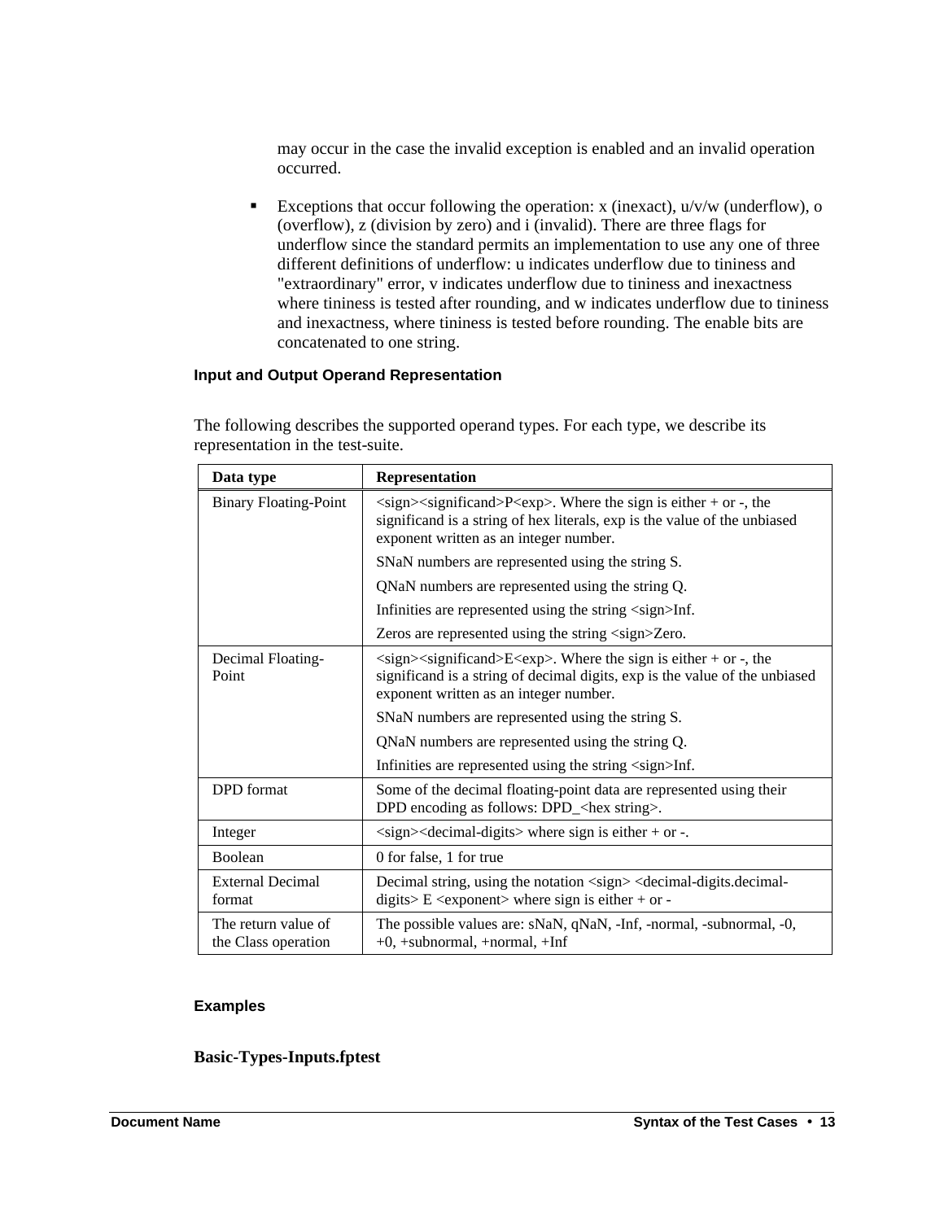may occur in the case the invalid exception is enabled and an invalid operation occurred.

- Exceptions that occur following the operation: x (inexact), u/v/w (underflow), o (overflow), z (division by zero) and i (invalid). There are three flags for underflow since the standard permits an implementation to use any one of three different definitions of underflow: u indicates underflow due to tininess and "extraordinary" error, v indicates underflow due to tininess and inexactness where tininess is tested after rounding, and w indicates underflow due to tininess and inexactness, where tininess is tested before rounding. The enable bits are concatenated to one string.

### Input and Output Operand Representation

The following describes the supported operand types. For each type, we describe its representation in the test-suite.

| Data type | Representation |
|---|---|
| Binary Floating-Point | <sign><significand>P<exp>. Where the sign is either + or -, the significand is a string of hex literals, exp is the value of the unbiased exponent written as an integer number.<br>SNaN numbers are represented using the string S.<br>QNaN numbers are represented using the string Q.<br>Infinities are represented using the string <sign>Inf.<br>Zeros are represented using the string <sign>Zero. |
| Decimal Floating-Point | <sign><significand>E<exp>. Where the sign is either + or -, the significand is a string of decimal digits, exp is the value of the unbiased exponent written as an integer number.<br>SNaN numbers are represented using the string S.<br>QNaN numbers are represented using the string Q.<br>Infinities are represented using the string <sign>Inf. |
| DPD format | Some of the decimal floating-point data are represented using their DPD encoding as follows: DPD_<hex string>. |
| Integer | <sign><decimal-digits> where sign is either + or -. |
| Boolean | 0 for false, 1 for true |
| External Decimal format | Decimal string, using the notation <sign> <decimal-digits.decimal-digits> E <exponent> where sign is either + or - |
| The return value of the Class operation | The possible values are: sNaN, qNaN, -Inf, -normal, -subnormal, -0, +0, +subnormal, +normal, +Inf |

### Examples

**Basic-Types-Inputs.fptest**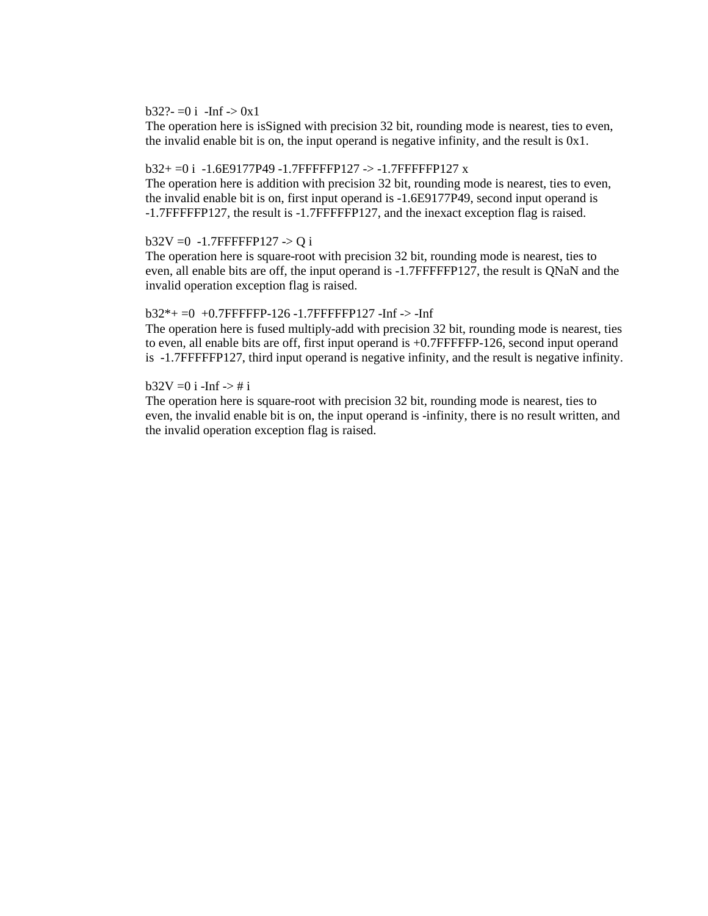b32?- =0 i  -Inf -> 0x1
The operation here is isSigned with precision 32 bit, rounding mode is nearest, ties to even, the invalid enable bit is on, the input operand is negative infinity, and the result is 0x1.

b32+ =0 i  -1.6E9177P49 -1.7FFFFFP127 -> -1.7FFFFFP127 x
The operation here is addition with precision 32 bit, rounding mode is nearest, ties to even, the invalid enable bit is on, first input operand is -1.6E9177P49, second input operand is -1.7FFFFFP127, the result is -1.7FFFFFP127, and the inexact exception flag is raised.

b32V =0  -1.7FFFFFP127 -> Q i
The operation here is square-root with precision 32 bit, rounding mode is nearest, ties to even, all enable bits are off, the input operand is -1.7FFFFFP127, the result is QNaN and the invalid operation exception flag is raised.

b32*+ =0  +0.7FFFFFP-126 -1.7FFFFFP127 -Inf -> -Inf
The operation here is fused multiply-add with precision 32 bit, rounding mode is nearest, ties to even, all enable bits are off, first input operand is +0.7FFFFFP-126, second input operand is  -1.7FFFFFP127, third input operand is negative infinity, and the result is negative infinity.

b32V =0 i -Inf -> # i
The operation here is square-root with precision 32 bit, rounding mode is nearest, ties to even, the invalid enable bit is on, the input operand is -infinity, there is no result written, and the invalid operation exception flag is raised.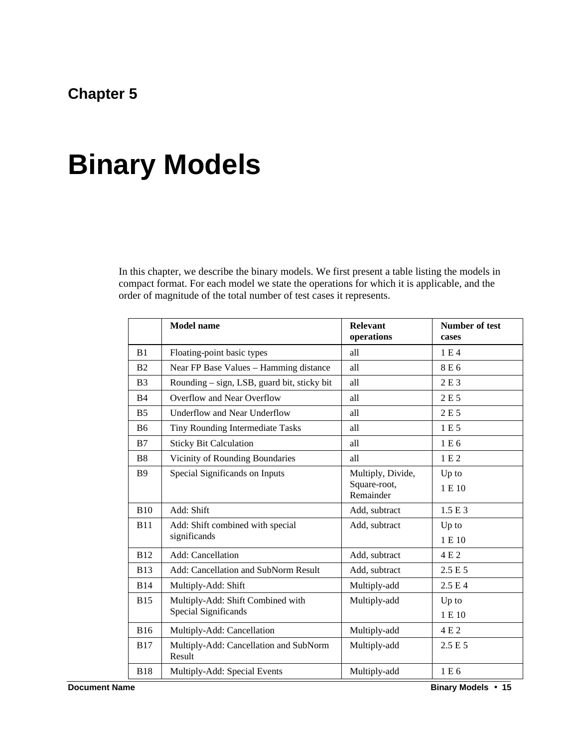## Chapter 5

# Binary Models

In this chapter, we describe the binary models. We first present a table listing the models in compact format. For each model we state the operations for which it is applicable, and the order of magnitude of the total number of test cases it represents.

| | Model name | Relevant operations | Number of test cases |
|---|---|---|---|
| B1 | Floating-point basic types | all | 1 E 4 |
| B2 | Near FP Base Values – Hamming distance | all | 8 E 6 |
| B3 | Rounding – sign, LSB, guard bit, sticky bit | all | 2 E 3 |
| B4 | Overflow and Near Overflow | all | 2 E 5 |
| B5 | Underflow and Near Underflow | all | 2 E 5 |
| B6 | Tiny Rounding Intermediate Tasks | all | 1 E 5 |
| B7 | Sticky Bit Calculation | all | 1 E 6 |
| B8 | Vicinity of Rounding Boundaries | all | 1 E 2 |
| B9 | Special Significands on Inputs | Multiply, Divide, Square-root, Remainder | Up to 1 E 10 |
| B10 | Add: Shift | Add, subtract | 1.5 E 3 |
| B11 | Add: Shift combined with special significands | Add, subtract | Up to 1 E 10 |
| B12 | Add: Cancellation | Add, subtract | 4 E 2 |
| B13 | Add: Cancellation and SubNorm Result | Add, subtract | 2.5 E 5 |
| B14 | Multiply-Add: Shift | Multiply-add | 2.5 E 4 |
| B15 | Multiply-Add: Shift Combined with Special Significands | Multiply-add | Up to 1 E 10 |
| B16 | Multiply-Add: Cancellation | Multiply-add | 4 E 2 |
| B17 | Multiply-Add: Cancellation and SubNorm Result | Multiply-add | 2.5 E 5 |
| B18 | Multiply-Add: Special Events | Multiply-add | 1 E 6 |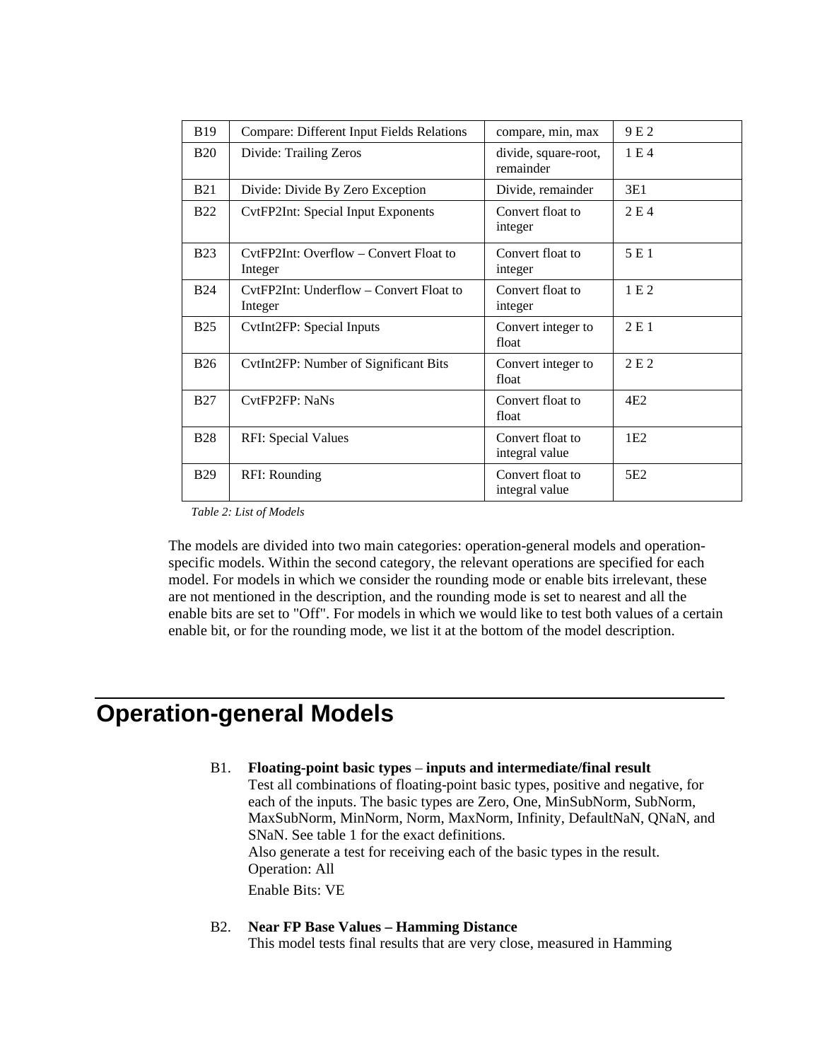| | | | |
|---|---|---|---|
| B19 | Compare: Different Input Fields Relations | compare, min, max | 9 E 2 |
| B20 | Divide: Trailing Zeros | divide, square-root, remainder | 1 E 4 |
| B21 | Divide: Divide By Zero Exception | Divide, remainder | 3E1 |
| B22 | CvtFP2Int: Special Input Exponents | Convert float to integer | 2 E 4 |
| B23 | CvtFP2Int: Overflow – Convert Float to Integer | Convert float to integer | 5 E 1 |
| B24 | CvtFP2Int: Underflow – Convert Float to Integer | Convert float to integer | 1 E 2 |
| B25 | CvtInt2FP: Special Inputs | Convert integer to float | 2 E 1 |
| B26 | CvtInt2FP: Number of Significant Bits | Convert integer to float | 2 E 2 |
| B27 | CvtFP2FP: NaNs | Convert float to float | 4E2 |
| B28 | RFI: Special Values | Convert float to integral value | 1E2 |
| B29 | RFI: Rounding | Convert float to integral value | 5E2 |

*Table 2: List of Models*

The models are divided into two main categories: operation-general models and operation-specific models. Within the second category, the relevant operations are specified for each model. For models in which we consider the rounding mode or enable bits irrelevant, these are not mentioned in the description, and the rounding mode is set to nearest and all the enable bits are set to "Off". For models in which we would like to test both values of a certain enable bit, or for the rounding mode, we list it at the bottom of the model description.

# Operation-general Models

B1. **Floating-point basic types** – **inputs and intermediate/final result**
Test all combinations of floating-point basic types, positive and negative, for each of the inputs. The basic types are Zero, One, MinSubNorm, SubNorm, MaxSubNorm, MinNorm, Norm, MaxNorm, Infinity, DefaultNaN, QNaN, and SNaN. See table 1 for the exact definitions.
Also generate a test for receiving each of the basic types in the result.
Operation: All

Enable Bits: VE

B2. **Near FP Base Values – Hamming Distance**
This model tests final results that are very close, measured in Hamming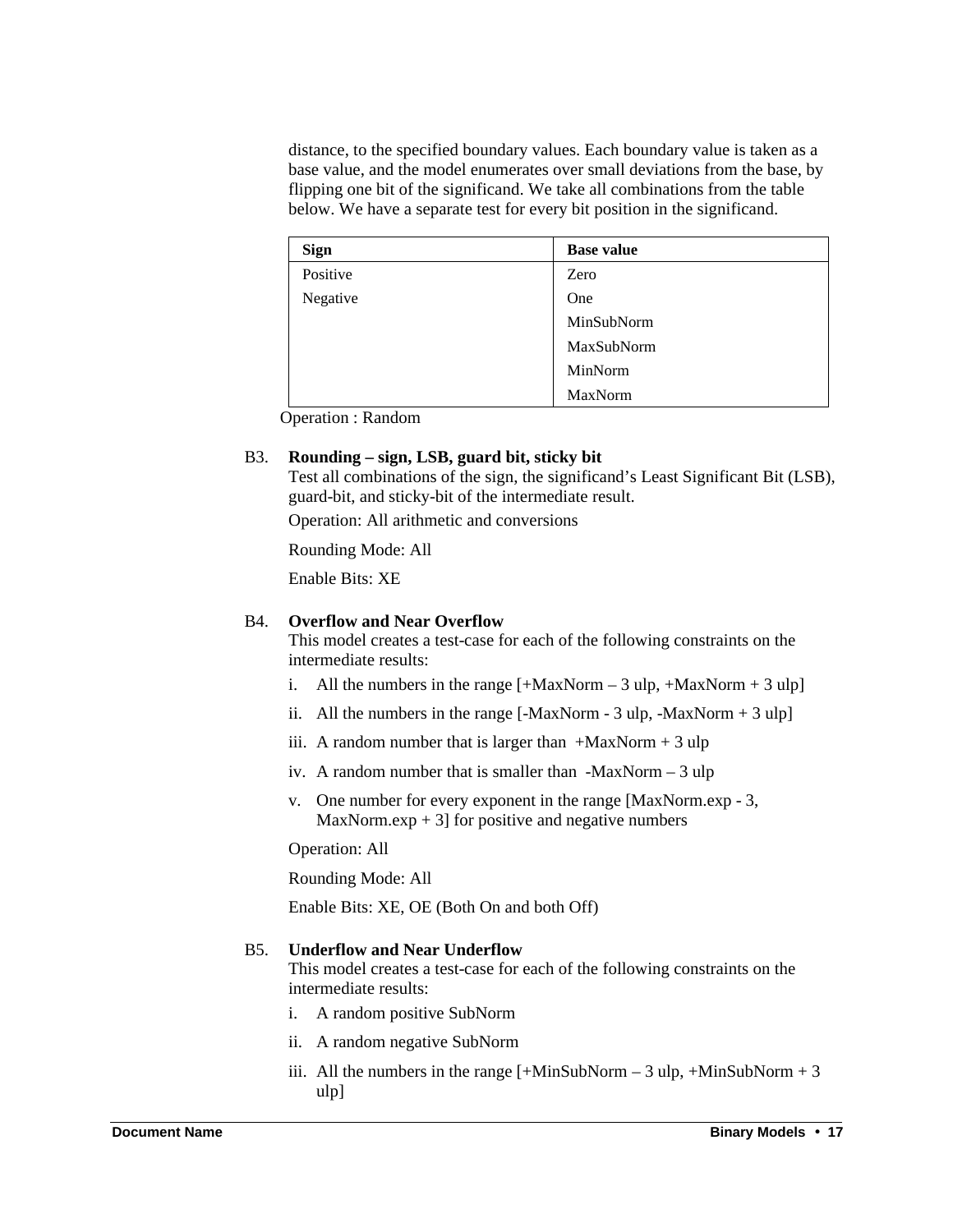distance, to the specified boundary values. Each boundary value is taken as a base value, and the model enumerates over small deviations from the base, by flipping one bit of the significand. We take all combinations from the table below. We have a separate test for every bit position in the significand.

| Sign | Base value |
|---|---|
| Positive | Zero |
| Negative | One |
| | MinSubNorm |
| | MaxSubNorm |
| | MinNorm |
| | MaxNorm |

Operation : Random

**B3. Rounding – sign, LSB, guard bit, sticky bit**

Test all combinations of the sign, the significand's Least Significant Bit (LSB), guard-bit, and sticky-bit of the intermediate result.

Operation: All arithmetic and conversions

Rounding Mode: All

Enable Bits: XE

**B4. Overflow and Near Overflow**

This model creates a test-case for each of the following constraints on the intermediate results:

i. All the numbers in the range [+MaxNorm – 3 ulp, +MaxNorm + 3 ulp]

ii. All the numbers in the range [-MaxNorm - 3 ulp, -MaxNorm + 3 ulp]

iii. A random number that is larger than +MaxNorm + 3 ulp

iv. A random number that is smaller than -MaxNorm – 3 ulp

v. One number for every exponent in the range [MaxNorm.exp - 3, MaxNorm.exp + 3] for positive and negative numbers

Operation: All

Rounding Mode: All

Enable Bits: XE, OE (Both On and both Off)

**B5. Underflow and Near Underflow**

This model creates a test-case for each of the following constraints on the intermediate results:

i. A random positive SubNorm

ii. A random negative SubNorm

iii. All the numbers in the range [+MinSubNorm – 3 ulp, +MinSubNorm + 3 ulp]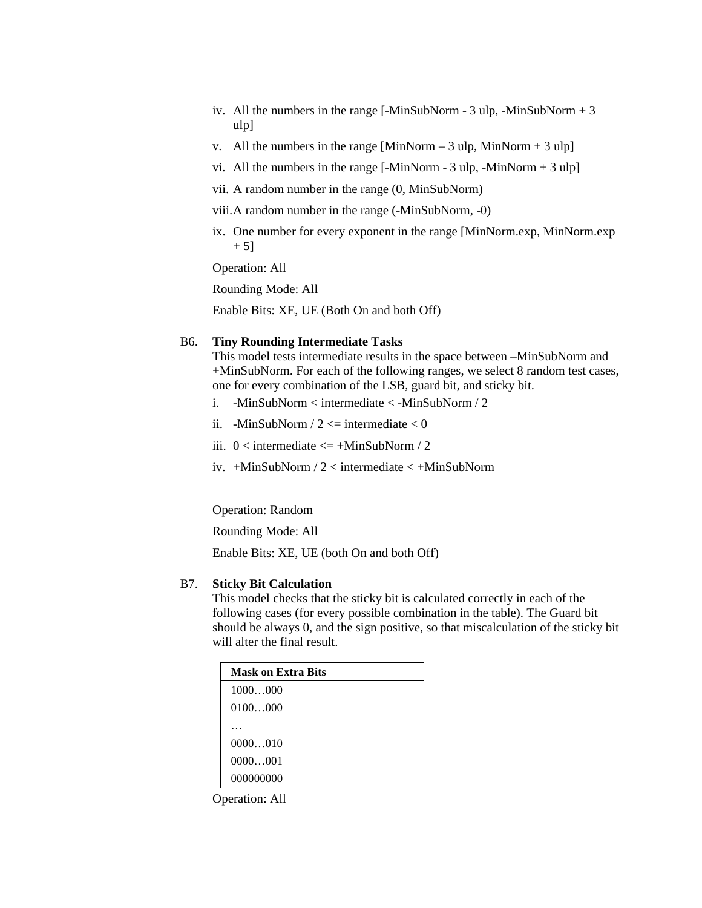iv. All the numbers in the range [-MinSubNorm - 3 ulp, -MinSubNorm + 3 ulp]

v. All the numbers in the range [MinNorm – 3 ulp, MinNorm + 3 ulp]

vi. All the numbers in the range [-MinNorm - 3 ulp, -MinNorm + 3 ulp]

vii. A random number in the range (0, MinSubNorm)

viii. A random number in the range (-MinSubNorm, -0)

ix. One number for every exponent in the range [MinNorm.exp, MinNorm.exp + 5]

Operation: All

Rounding Mode: All

Enable Bits: XE, UE (Both On and both Off)

B6. **Tiny Rounding Intermediate Tasks**
This model tests intermediate results in the space between –MinSubNorm and +MinSubNorm. For each of the following ranges, we select 8 random test cases, one for every combination of the LSB, guard bit, and sticky bit.

i. -MinSubNorm < intermediate < -MinSubNorm / 2

ii. -MinSubNorm / 2 <= intermediate < 0

iii. 0 < intermediate <= +MinSubNorm / 2

iv. +MinSubNorm / 2 < intermediate < +MinSubNorm

Operation: Random

Rounding Mode: All

Enable Bits: XE, UE (both On and both Off)

B7. **Sticky Bit Calculation**
This model checks that the sticky bit is calculated correctly in each of the following cases (for every possible combination in the table). The Guard bit should be always 0, and the sign positive, so that miscalculation of the sticky bit will alter the final result.

| Mask on Extra Bits |
|---|
| 1000…000 |
| 0100…000 |
| … |
| 0000…010 |
| 0000…001 |
| 000000000 |

Operation: All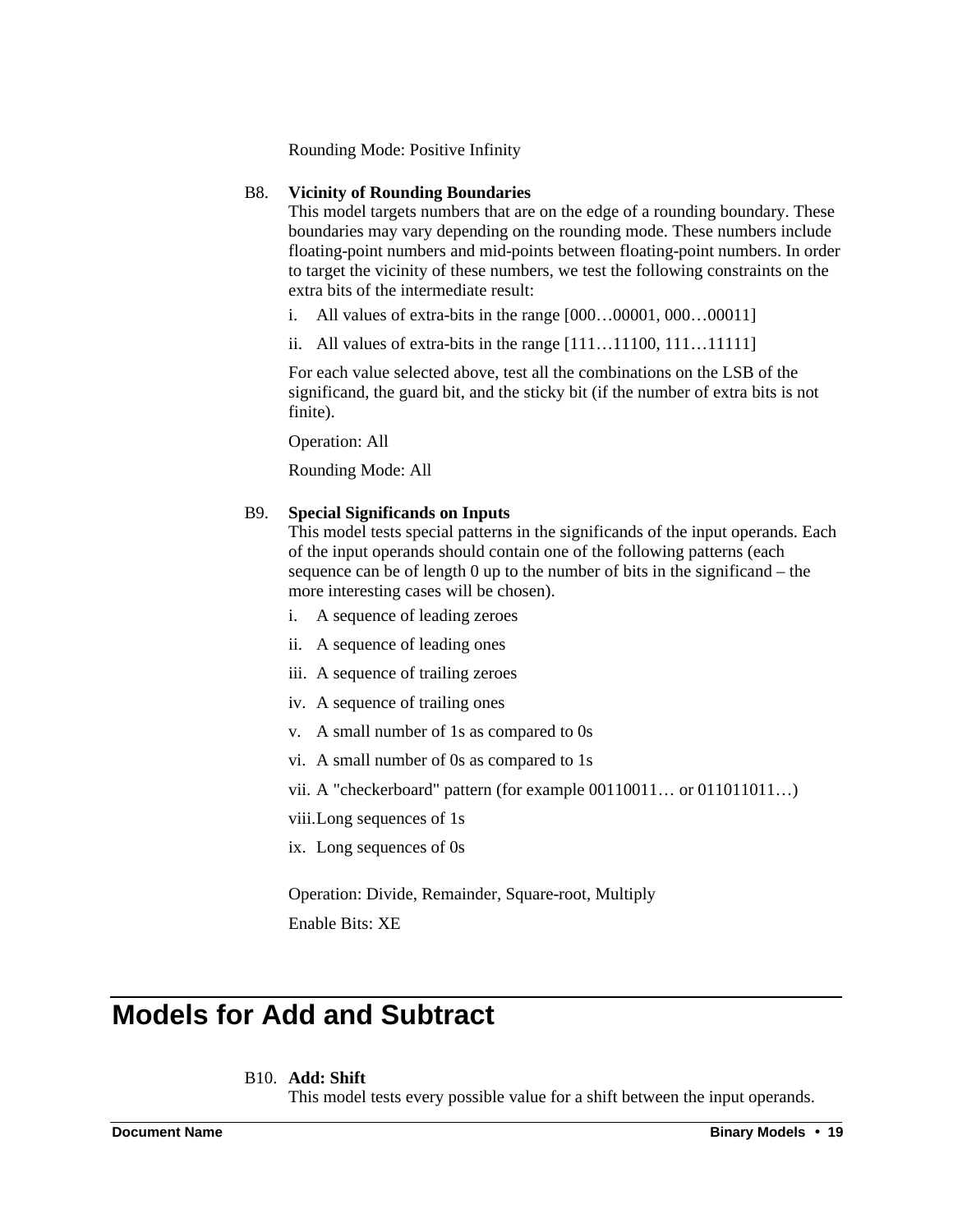Rounding Mode: Positive Infinity

B8. **Vicinity of Rounding Boundaries**

This model targets numbers that are on the edge of a rounding boundary. These boundaries may vary depending on the rounding mode. These numbers include floating-point numbers and mid-points between floating-point numbers. In order to target the vicinity of these numbers, we test the following constraints on the extra bits of the intermediate result:

i. All values of extra-bits in the range [000…00001, 000…00011]

ii. All values of extra-bits in the range [111…11100, 111…11111]

For each value selected above, test all the combinations on the LSB of the significand, the guard bit, and the sticky bit (if the number of extra bits is not finite).

Operation: All

Rounding Mode: All

B9. **Special Significands on Inputs**

This model tests special patterns in the significands of the input operands. Each of the input operands should contain one of the following patterns (each sequence can be of length 0 up to the number of bits in the significand – the more interesting cases will be chosen).

i. A sequence of leading zeroes

ii. A sequence of leading ones

iii. A sequence of trailing zeroes

iv. A sequence of trailing ones

v. A small number of 1s as compared to 0s

vi. A small number of 0s as compared to 1s

vii. A "checkerboard" pattern (for example 00110011… or 011011011…)

viii. Long sequences of 1s

ix. Long sequences of 0s

Operation: Divide, Remainder, Square-root, Multiply

Enable Bits: XE

# Models for Add and Subtract

B10. **Add: Shift**

This model tests every possible value for a shift between the input operands.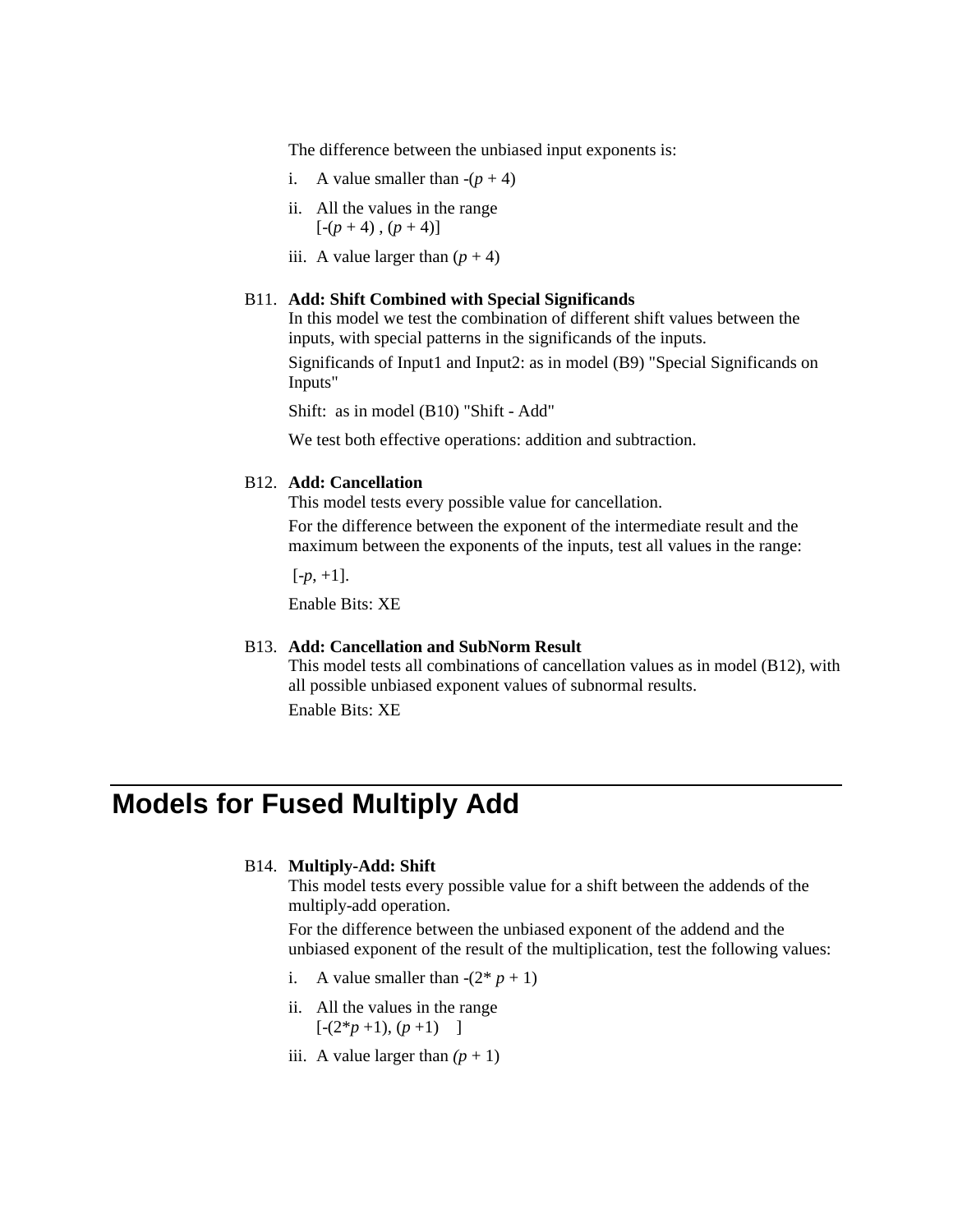The difference between the unbiased input exponents is:

i. A value smaller than $-(p + 4)$

ii. All the values in the range $[-(p + 4) , (p + 4)]$

iii. A value larger than $(p + 4)$

B11. **Add: Shift Combined with Special Significands**

In this model we test the combination of different shift values between the inputs, with special patterns in the significands of the inputs.

Significands of Input1 and Input2: as in model (B9) "Special Significands on Inputs"

Shift: as in model (B10) "Shift - Add"

We test both effective operations: addition and subtraction.

B12. **Add: Cancellation**

This model tests every possible value for cancellation.

For the difference between the exponent of the intermediate result and the maximum between the exponents of the inputs, test all values in the range:

$[-p, +1]$.

Enable Bits: XE

B13. **Add: Cancellation and SubNorm Result**

This model tests all combinations of cancellation values as in model (B12), with all possible unbiased exponent values of subnormal results.

Enable Bits: XE

# Models for Fused Multiply Add

B14. **Multiply-Add: Shift**

This model tests every possible value for a shift between the addends of the multiply-add operation.

For the difference between the unbiased exponent of the addend and the unbiased exponent of the result of the multiplication, test the following values:

i. A value smaller than $-(2* p + 1)$

ii. All the values in the range $[-(2*p +1), (p +1)\quad]$

iii. A value larger than $(p + 1)$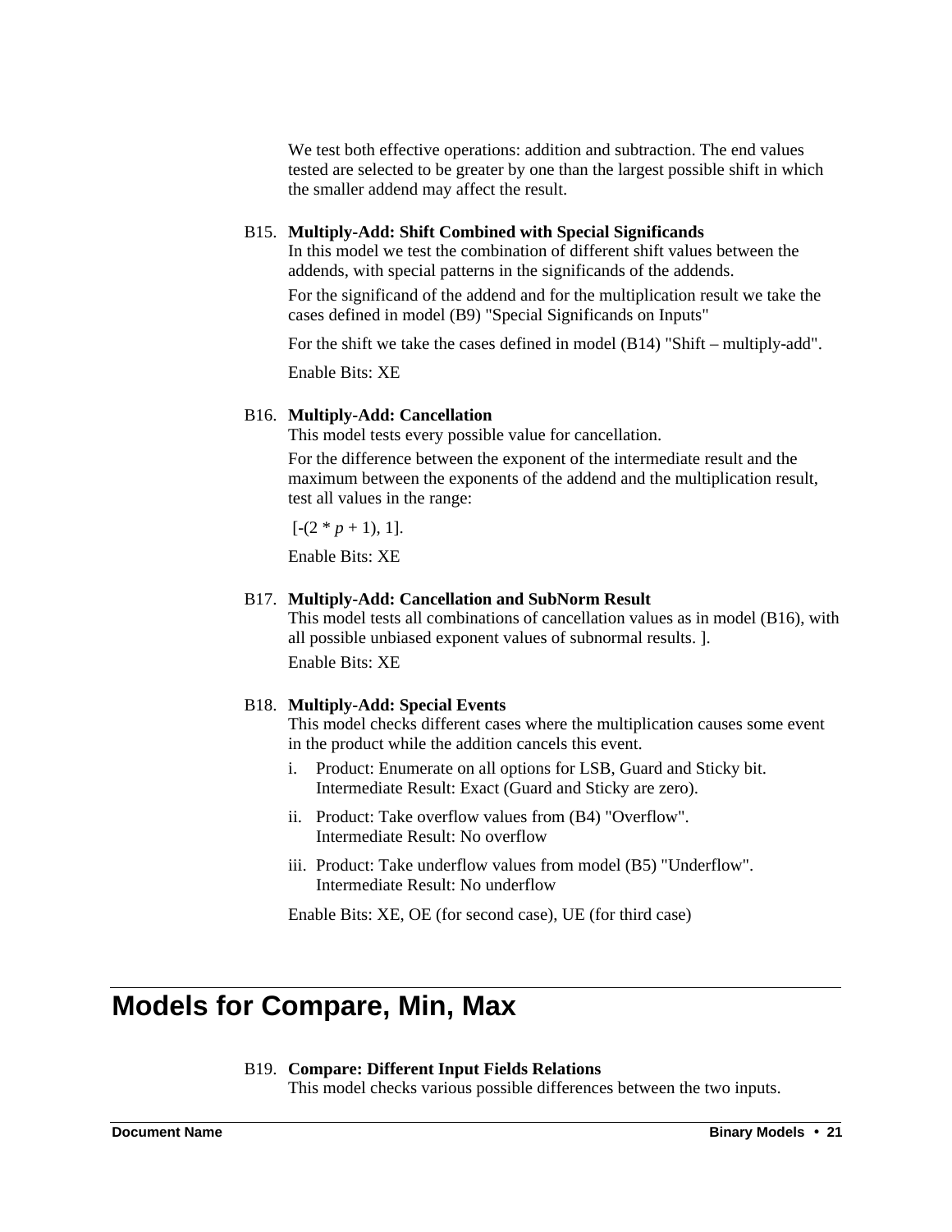We test both effective operations: addition and subtraction. The end values tested are selected to be greater by one than the largest possible shift in which the smaller addend may affect the result.

B15. **Multiply-Add: Shift Combined with Special Significands**
In this model we test the combination of different shift values between the addends, with special patterns in the significands of the addends.

For the significand of the addend and for the multiplication result we take the cases defined in model (B9) "Special Significands on Inputs"

For the shift we take the cases defined in model (B14) "Shift – multiply-add".

Enable Bits: XE

B16. **Multiply-Add: Cancellation**
This model tests every possible value for cancellation.

For the difference between the exponent of the intermediate result and the maximum between the exponents of the addend and the multiplication result, test all values in the range:

$[-(2 * p + 1), 1]$.

Enable Bits: XE

B17. **Multiply-Add: Cancellation and SubNorm Result**
This model tests all combinations of cancellation values as in model (B16), with all possible unbiased exponent values of subnormal results. ].

Enable Bits: XE

B18. **Multiply-Add: Special Events**
This model checks different cases where the multiplication causes some event in the product while the addition cancels this event.

i. Product: Enumerate on all options for LSB, Guard and Sticky bit.
   Intermediate Result: Exact (Guard and Sticky are zero).

ii. Product: Take overflow values from (B4) "Overflow".
   Intermediate Result: No overflow

iii. Product: Take underflow values from model (B5) "Underflow".
   Intermediate Result: No underflow

Enable Bits: XE, OE (for second case), UE (for third case)

# Models for Compare, Min, Max

B19. **Compare: Different Input Fields Relations**
This model checks various possible differences between the two inputs.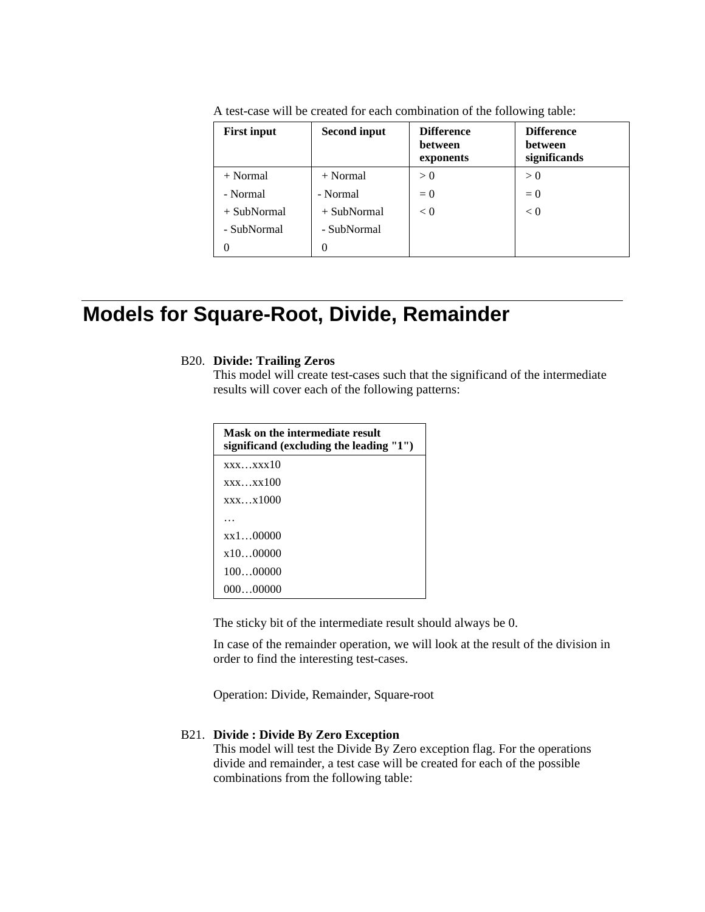A test-case will be created for each combination of the following table:

| First input | Second input | Difference between exponents | Difference between significands |
|---|---|---|---|
| + Normal | + Normal | > 0 | > 0 |
| - Normal | - Normal | = 0 | = 0 |
| + SubNormal | + SubNormal | < 0 | < 0 |
| - SubNormal | - SubNormal | | |
| 0 | 0 | | |

# Models for Square-Root, Divide, Remainder

B20. **Divide: Trailing Zeros**
This model will create test-cases such that the significand of the intermediate results will cover each of the following patterns:

| Mask on the intermediate result significand (excluding the leading "1") |
|---|
| xxx…xxx10 |
| xxx…xx100 |
| xxx…x1000 |
| … |
| xx1…00000 |
| x10…00000 |
| 100…00000 |
| 000…00000 |

The sticky bit of the intermediate result should always be 0.

In case of the remainder operation, we will look at the result of the division in order to find the interesting test-cases.

Operation: Divide, Remainder, Square-root

B21. **Divide : Divide By Zero Exception**
This model will test the Divide By Zero exception flag. For the operations divide and remainder, a test case will be created for each of the possible combinations from the following table: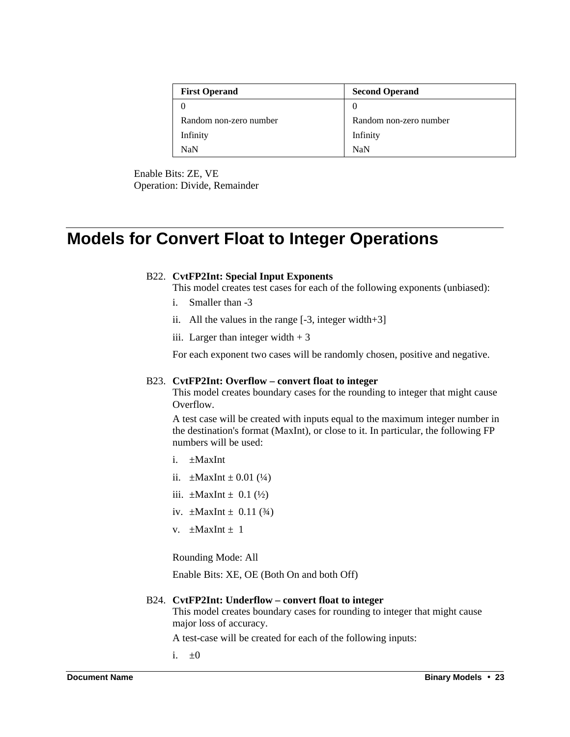| First Operand | Second Operand |
| --- | --- |
| 0 | 0 |
| Random non-zero number | Random non-zero number |
| Infinity | Infinity |
| NaN | NaN |

Enable Bits: ZE, VE
Operation: Divide, Remainder

# Models for Convert Float to Integer Operations

B22. **CvtFP2Int: Special Input Exponents**
This model creates test cases for each of the following exponents (unbiased):

i. Smaller than -3

ii. All the values in the range [-3, integer width+3]

iii. Larger than integer width + 3

For each exponent two cases will be randomly chosen, positive and negative.

B23. **CvtFP2Int: Overflow – convert float to integer**
This model creates boundary cases for the rounding to integer that might cause Overflow.

A test case will be created with inputs equal to the maximum integer number in the destination's format (MaxInt), or close to it. In particular, the following FP numbers will be used:

i. ±MaxInt

ii. ±MaxInt ± 0.01 (¼)

iii. ±MaxInt ± 0.1 (½)

iv. ±MaxInt ± 0.11 (¾)

v. ±MaxInt ± 1

Rounding Mode: All

Enable Bits: XE, OE (Both On and both Off)

B24. **CvtFP2Int: Underflow – convert float to integer**
This model creates boundary cases for rounding to integer that might cause major loss of accuracy.

A test-case will be created for each of the following inputs:

i. ±0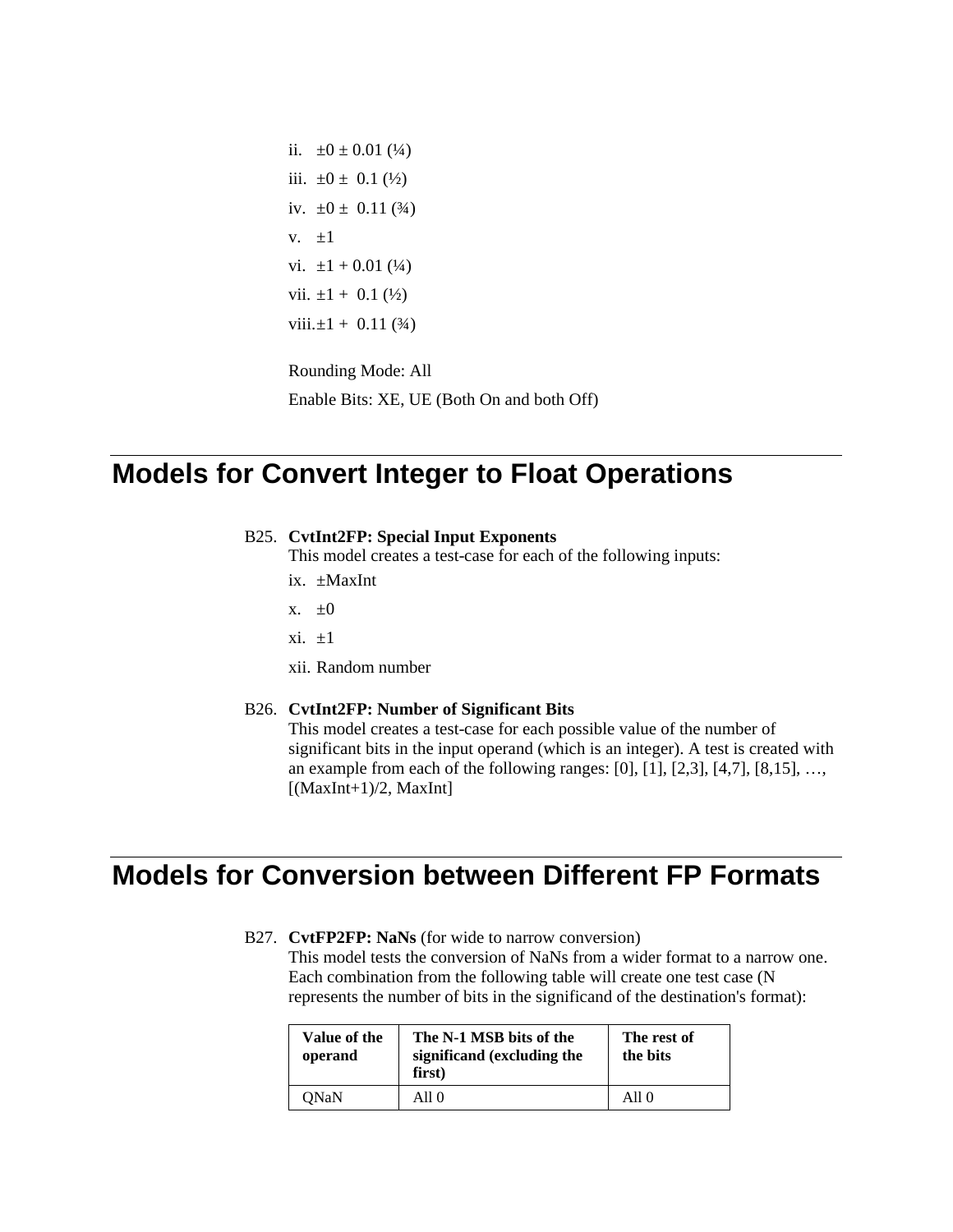ii. ±0 ± 0.01 (¼)

iii. ±0 ± 0.1 (½)

iv. ±0 ± 0.11 (¾)

v. ±1

vi. ±1 + 0.01 (¼)

vii. ±1 + 0.1 (½)

viii. ±1 + 0.11 (¾)

Rounding Mode: All

Enable Bits: XE, UE (Both On and both Off)

# Models for Convert Integer to Float Operations

B25. **CvtInt2FP: Special Input Exponents**

This model creates a test-case for each of the following inputs:

ix. ±MaxInt

x. ±0

xi. ±1

xii. Random number

B26. **CvtInt2FP: Number of Significant Bits**

This model creates a test-case for each possible value of the number of significant bits in the input operand (which is an integer). A test is created with an example from each of the following ranges: [0], [1], [2,3], [4,7], [8,15], …, [(MaxInt+1)/2, MaxInt]

# Models for Conversion between Different FP Formats

B27. **CvtFP2FP: NaNs** (for wide to narrow conversion)

This model tests the conversion of NaNs from a wider format to a narrow one. Each combination from the following table will create one test case (N represents the number of bits in the significand of the destination's format):

| Value of the operand | The N-1 MSB bits of the significand (excluding the first) | The rest of the bits |
|---|---|---|
| QNaN | All 0 | All 0 |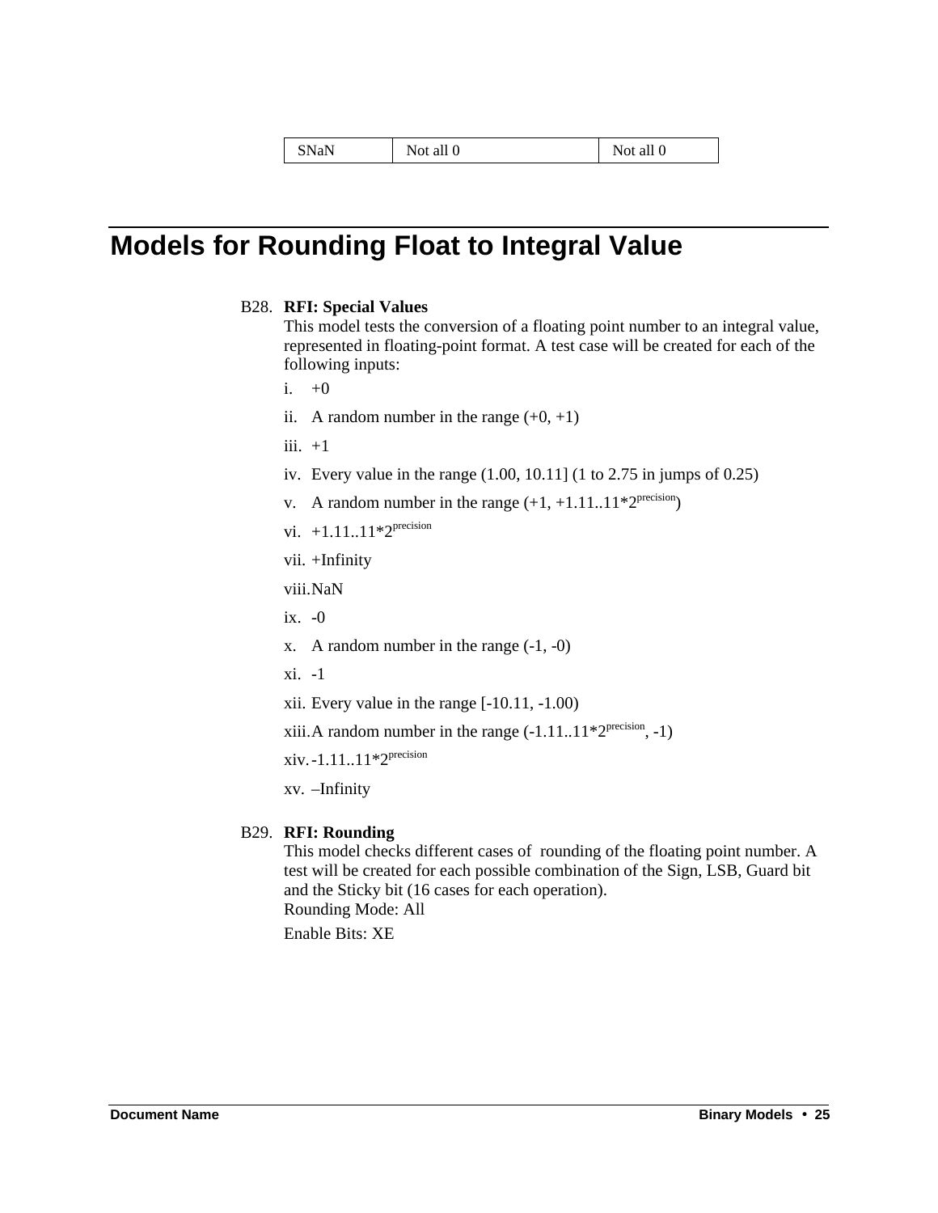| SNaN | Not all 0 | Not all 0 |
|---|---|---|

# Models for Rounding Float to Integral Value

B28. **RFI: Special Values**
This model tests the conversion of a floating point number to an integral value, represented in floating-point format. A test case will be created for each of the following inputs:

i. +0

ii. A random number in the range (+0, +1)

iii. +1

iv. Every value in the range (1.00, 10.11] (1 to 2.75 in jumps of 0.25)

v. A random number in the range (+1, $+1.11..11*2^{precision}$)

vi. $+1.11..11*2^{precision}$

vii. +Infinity

viii. NaN

ix. -0

x. A random number in the range (-1, -0)

xi. -1

xii. Every value in the range [-10.11, -1.00)

xiii. A random number in the range ($-1.11..11*2^{precision}$, -1)

xiv. $-1.11..11*2^{precision}$

xv. –Infinity

B29. **RFI: Rounding**
This model checks different cases of rounding of the floating point number. A test will be created for each possible combination of the Sign, LSB, Guard bit and the Sticky bit (16 cases for each operation).
Rounding Mode: All

Enable Bits: XE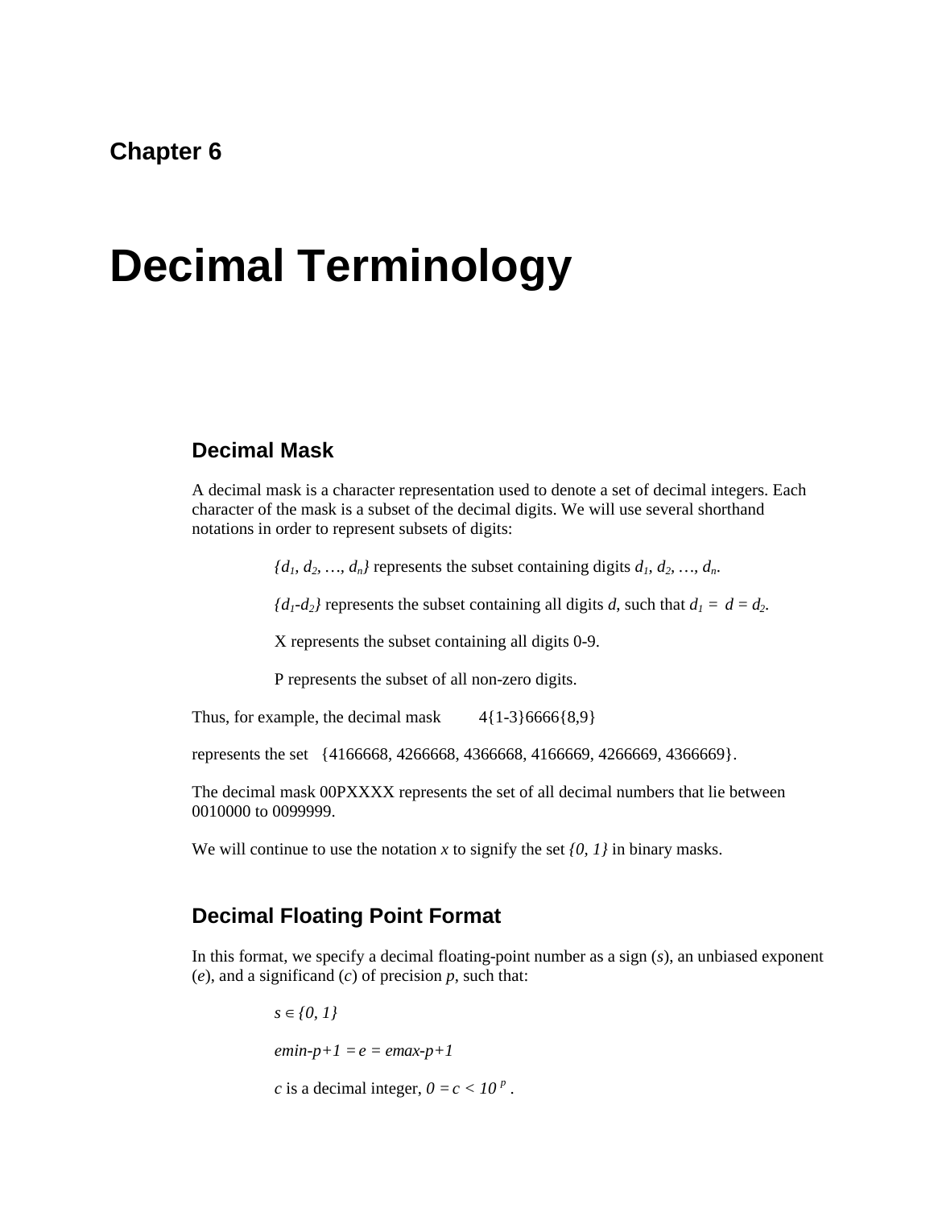# Chapter 6

# Decimal Terminology

## Decimal Mask

A decimal mask is a character representation used to denote a set of decimal integers. Each character of the mask is a subset of the decimal digits. We will use several shorthand notations in order to represent subsets of digits:

> $\{d_1, d_2, \ldots, d_n\}$ represents the subset containing digits $d_1, d_2, \ldots, d_n$.
>
> $\{d_1\text{-}d_2\}$ represents the subset containing all digits $d$, such that $d_1 = d = d_2$.
>
> X represents the subset containing all digits 0-9.
>
> P represents the subset of all non-zero digits.

Thus, for example, the decimal mask 4{1-3}6666{8,9}

represents the set {4166668, 4266668, 4366668, 4166669, 4266669, 4366669}.

The decimal mask 00PXXXX represents the set of all decimal numbers that lie between 0010000 to 0099999.

We will continue to use the notation $x$ to signify the set $\{0, 1\}$ in binary masks.

## Decimal Floating Point Format

In this format, we specify a decimal floating-point number as a sign ($s$), an unbiased exponent ($e$), and a significand ($c$) of precision $p$, such that:

> $s \in \{0, 1\}$
>
> $emin\text{-}p\text{+}1 = e = emax\text{-}p\text{+}1$
>
> $c$ is a decimal integer, $0 = c < 10^p$.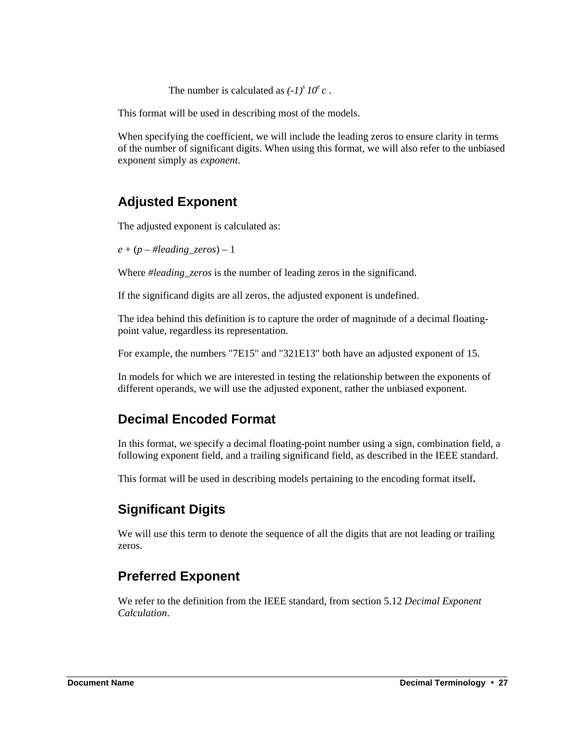The number is calculated as $(-1)^s\, 10^e\, c$ .

This format will be used in describing most of the models.

When specifying the coefficient, we will include the leading zeros to ensure clarity in terms of the number of significant digits. When using this format, we will also refer to the unbiased exponent simply as *exponent*.

## Adjusted Exponent

The adjusted exponent is calculated as:

$e + (p - \#leading\_zeros) - 1$

Where *#leading_zeros* is the number of leading zeros in the significand.

If the significand digits are all zeros, the adjusted exponent is undefined.

The idea behind this definition is to capture the order of magnitude of a decimal floating-point value, regardless its representation.

For example, the numbers "7E15" and "321E13" both have an adjusted exponent of 15.

In models for which we are interested in testing the relationship between the exponents of different operands, we will use the adjusted exponent, rather the unbiased exponent.

## Decimal Encoded Format

In this format, we specify a decimal floating-point number using a sign, combination field, a following exponent field, and a trailing significand field, as described in the IEEE standard.

This format will be used in describing models pertaining to the encoding format itself**.**

## Significant Digits

We will use this term to denote the sequence of all the digits that are not leading or trailing zeros.

## Preferred Exponent

We refer to the definition from the IEEE standard, from section 5.12 *Decimal Exponent Calculation*.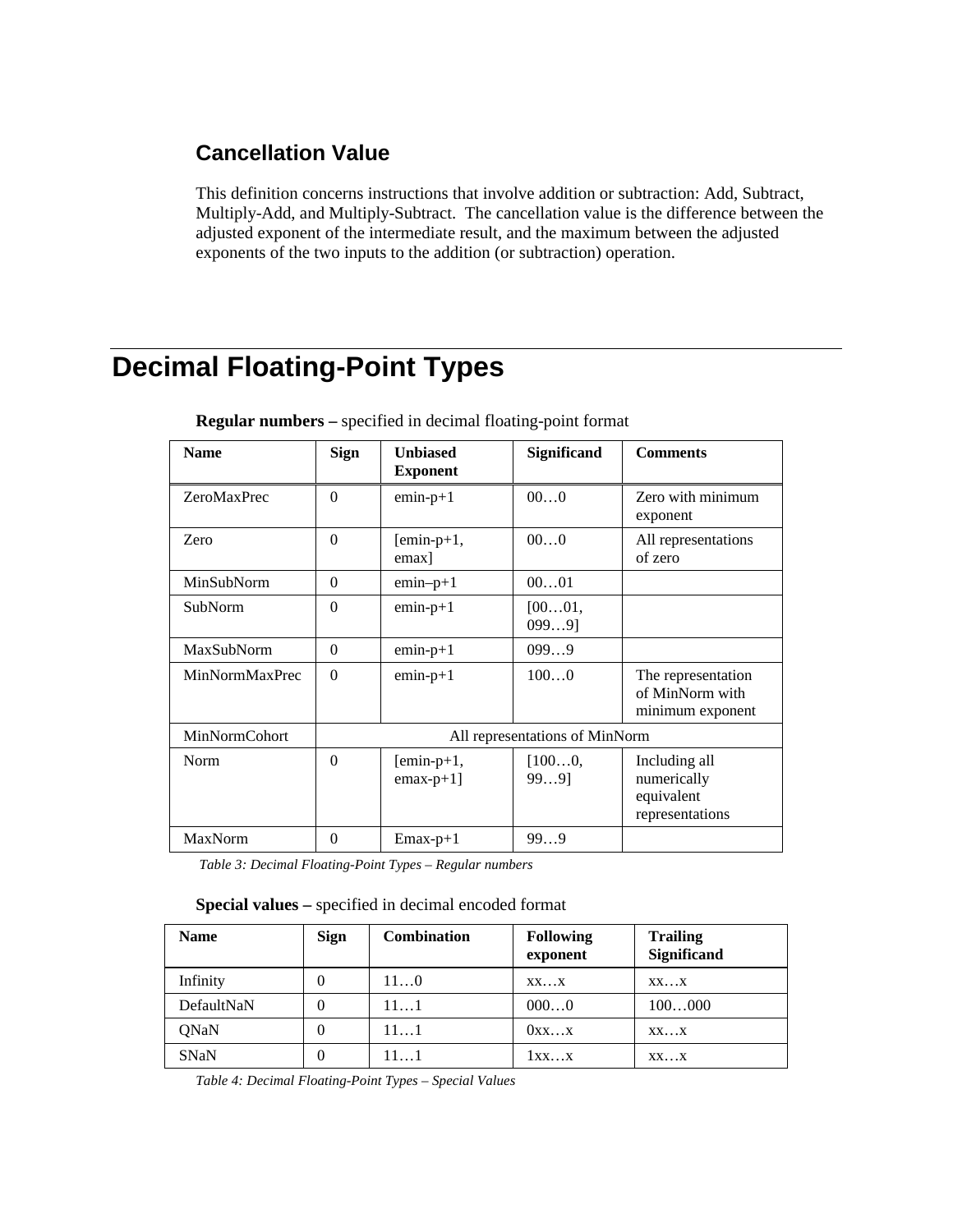### Cancellation Value

This definition concerns instructions that involve addition or subtraction: Add, Subtract, Multiply-Add, and Multiply-Subtract. The cancellation value is the difference between the adjusted exponent of the intermediate result, and the maximum between the adjusted exponents of the two inputs to the addition (or subtraction) operation.

# Decimal Floating-Point Types

**Regular numbers –** specified in decimal floating-point format

| Name | Sign | Unbiased Exponent | Significand | Comments |
|---|---|---|---|---|
| ZeroMaxPrec | 0 | emin-p+1 | 00…0 | Zero with minimum exponent |
| Zero | 0 | [emin-p+1, emax] | 00…0 | All representations of zero |
| MinSubNorm | 0 | emin–p+1 | 00…01 | |
| SubNorm | 0 | emin-p+1 | [00…01, 099…9] | |
| MaxSubNorm | 0 | emin-p+1 | 099…9 | |
| MinNormMaxPrec | 0 | emin-p+1 | 100…0 | The representation of MinNorm with minimum exponent |
| MinNormCohort | All representations of MinNorm | | | |
| Norm | 0 | [emin-p+1, emax-p+1] | [100…0, 99…9] | Including all numerically equivalent representations |
| MaxNorm | 0 | Emax-p+1 | 99…9 | |

*Table 3: Decimal Floating-Point Types – Regular numbers*

**Special values –** specified in decimal encoded format

| Name | Sign | Combination | Following exponent | Trailing Significand |
|---|---|---|---|---|
| Infinity | 0 | 11…0 | xx…x | xx…x |
| DefaultNaN | 0 | 11…1 | 000…0 | 100…000 |
| QNaN | 0 | 11…1 | 0xx…x | xx…x |
| SNaN | 0 | 11…1 | 1xx…x | xx…x |

*Table 4: Decimal Floating-Point Types – Special Values*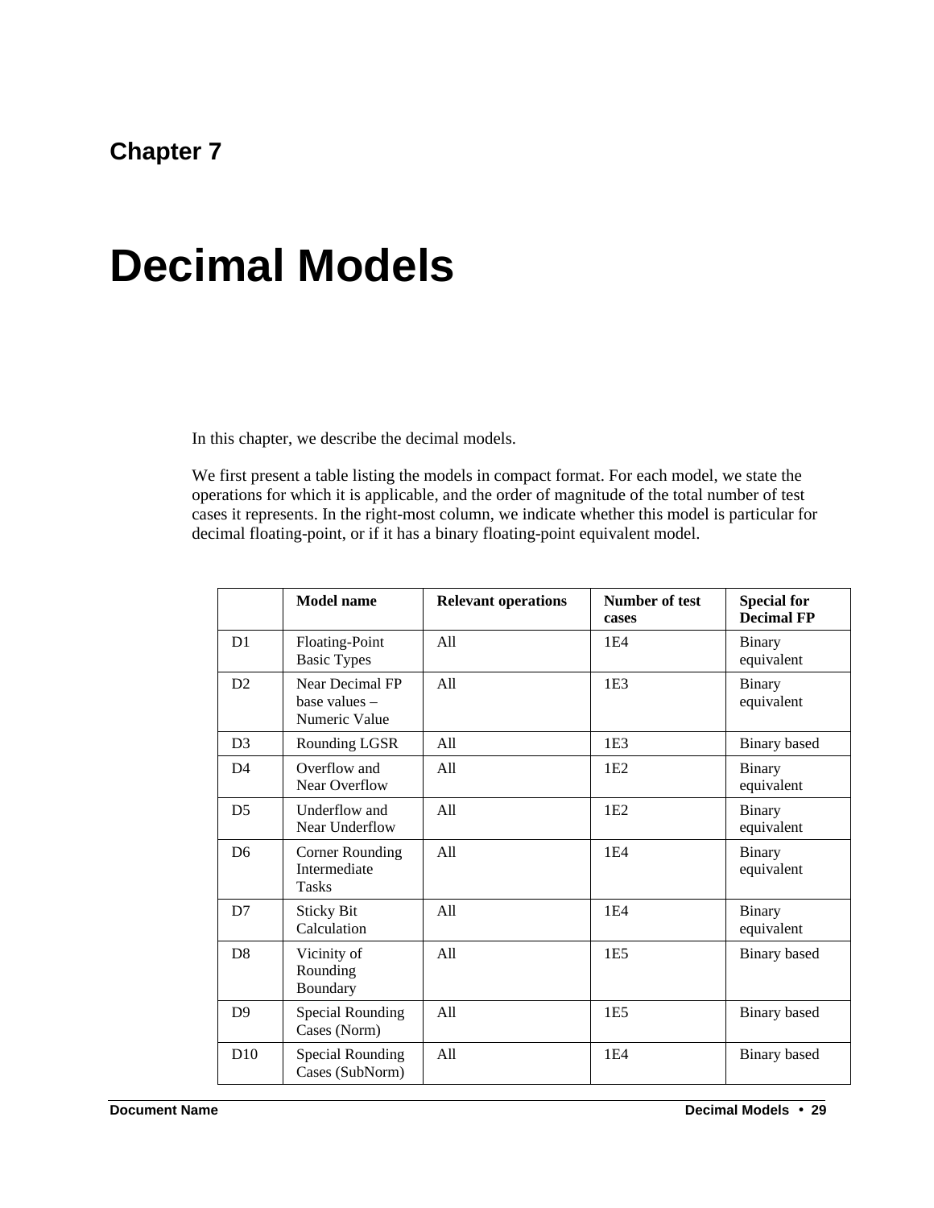## Chapter 7

# Decimal Models

In this chapter, we describe the decimal models.

We first present a table listing the models in compact format. For each model, we state the operations for which it is applicable, and the order of magnitude of the total number of test cases it represents. In the right-most column, we indicate whether this model is particular for decimal floating-point, or if it has a binary floating-point equivalent model.

| | Model name | Relevant operations | Number of test cases | Special for Decimal FP |
|---|---|---|---|---|
| D1 | Floating-Point Basic Types | All | 1E4 | Binary equivalent |
| D2 | Near Decimal FP base values – Numeric Value | All | 1E3 | Binary equivalent |
| D3 | Rounding LGSR | All | 1E3 | Binary based |
| D4 | Overflow and Near Overflow | All | 1E2 | Binary equivalent |
| D5 | Underflow and Near Underflow | All | 1E2 | Binary equivalent |
| D6 | Corner Rounding Intermediate Tasks | All | 1E4 | Binary equivalent |
| D7 | Sticky Bit Calculation | All | 1E4 | Binary equivalent |
| D8 | Vicinity of Rounding Boundary | All | 1E5 | Binary based |
| D9 | Special Rounding Cases (Norm) | All | 1E5 | Binary based |
| D10 | Special Rounding Cases (SubNorm) | All | 1E4 | Binary based |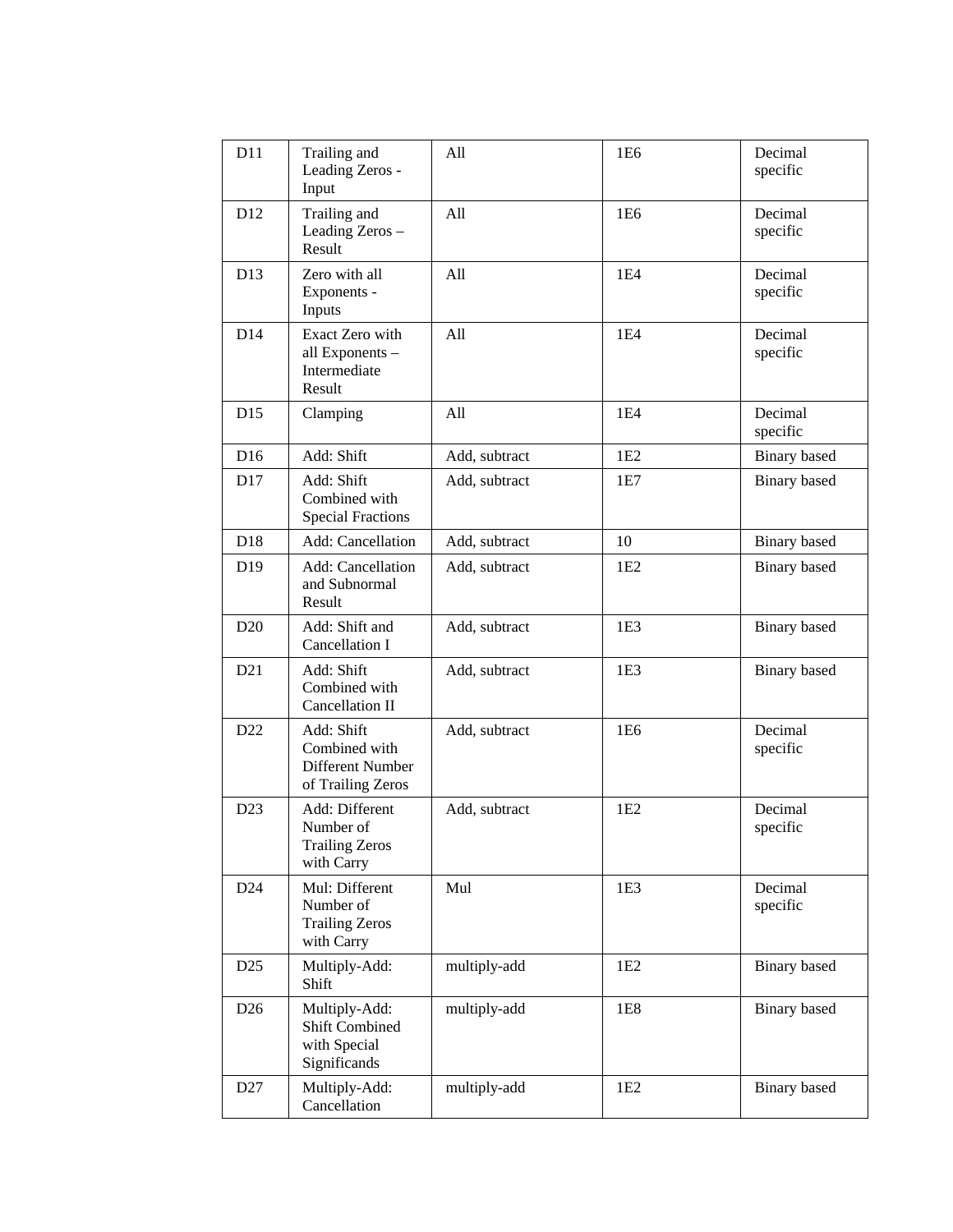| D11 | Trailing and Leading Zeros - Input | All | 1E6 | Decimal specific |
|---|---|---|---|---|
| D12 | Trailing and Leading Zeros – Result | All | 1E6 | Decimal specific |
| D13 | Zero with all Exponents - Inputs | All | 1E4 | Decimal specific |
| D14 | Exact Zero with all Exponents – Intermediate Result | All | 1E4 | Decimal specific |
| D15 | Clamping | All | 1E4 | Decimal specific |
| D16 | Add: Shift | Add, subtract | 1E2 | Binary based |
| D17 | Add: Shift Combined with Special Fractions | Add, subtract | 1E7 | Binary based |
| D18 | Add: Cancellation | Add, subtract | 10 | Binary based |
| D19 | Add: Cancellation and Subnormal Result | Add, subtract | 1E2 | Binary based |
| D20 | Add: Shift and Cancellation I | Add, subtract | 1E3 | Binary based |
| D21 | Add: Shift Combined with Cancellation II | Add, subtract | 1E3 | Binary based |
| D22 | Add: Shift Combined with Different Number of Trailing Zeros | Add, subtract | 1E6 | Decimal specific |
| D23 | Add: Different Number of Trailing Zeros with Carry | Add, subtract | 1E2 | Decimal specific |
| D24 | Mul: Different Number of Trailing Zeros with Carry | Mul | 1E3 | Decimal specific |
| D25 | Multiply-Add: Shift | multiply-add | 1E2 | Binary based |
| D26 | Multiply-Add: Shift Combined with Special Significands | multiply-add | 1E8 | Binary based |
| D27 | Multiply-Add: Cancellation | multiply-add | 1E2 | Binary based |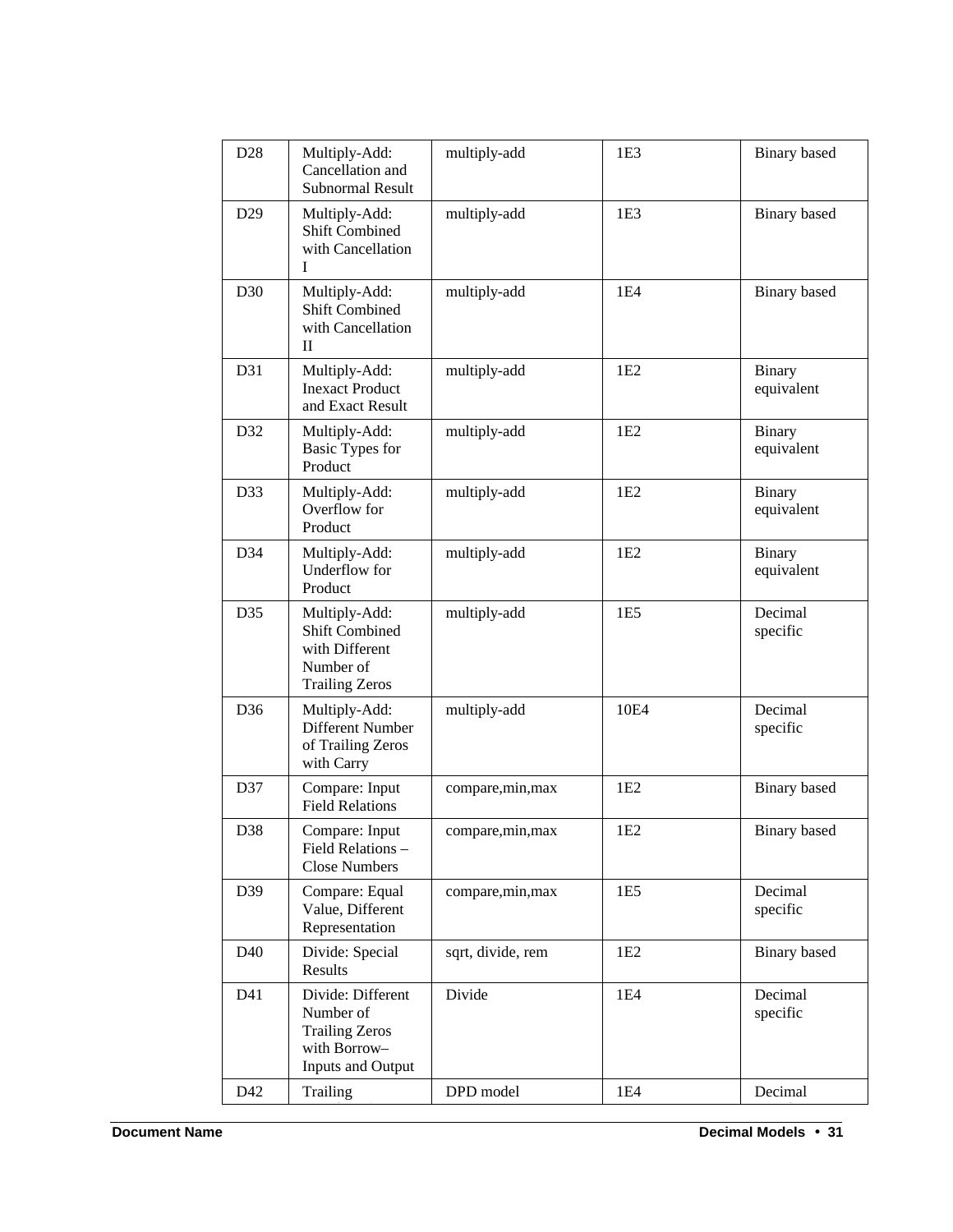| D28 | Multiply-Add: Cancellation and Subnormal Result | multiply-add | 1E3 | Binary based |
|---|---|---|---|---|
| D29 | Multiply-Add: Shift Combined with Cancellation I | multiply-add | 1E3 | Binary based |
| D30 | Multiply-Add: Shift Combined with Cancellation II | multiply-add | 1E4 | Binary based |
| D31 | Multiply-Add: Inexact Product and Exact Result | multiply-add | 1E2 | Binary equivalent |
| D32 | Multiply-Add: Basic Types for Product | multiply-add | 1E2 | Binary equivalent |
| D33 | Multiply-Add: Overflow for Product | multiply-add | 1E2 | Binary equivalent |
| D34 | Multiply-Add: Underflow for Product | multiply-add | 1E2 | Binary equivalent |
| D35 | Multiply-Add: Shift Combined with Different Number of Trailing Zeros | multiply-add | 1E5 | Decimal specific |
| D36 | Multiply-Add: Different Number of Trailing Zeros with Carry | multiply-add | 10E4 | Decimal specific |
| D37 | Compare: Input Field Relations | compare,min,max | 1E2 | Binary based |
| D38 | Compare: Input Field Relations – Close Numbers | compare,min,max | 1E2 | Binary based |
| D39 | Compare: Equal Value, Different Representation | compare,min,max | 1E5 | Decimal specific |
| D40 | Divide: Special Results | sqrt, divide, rem | 1E2 | Binary based |
| D41 | Divide: Different Number of Trailing Zeros with Borrow– Inputs and Output | Divide | 1E4 | Decimal specific |
| D42 | Trailing | DPD model | 1E4 | Decimal |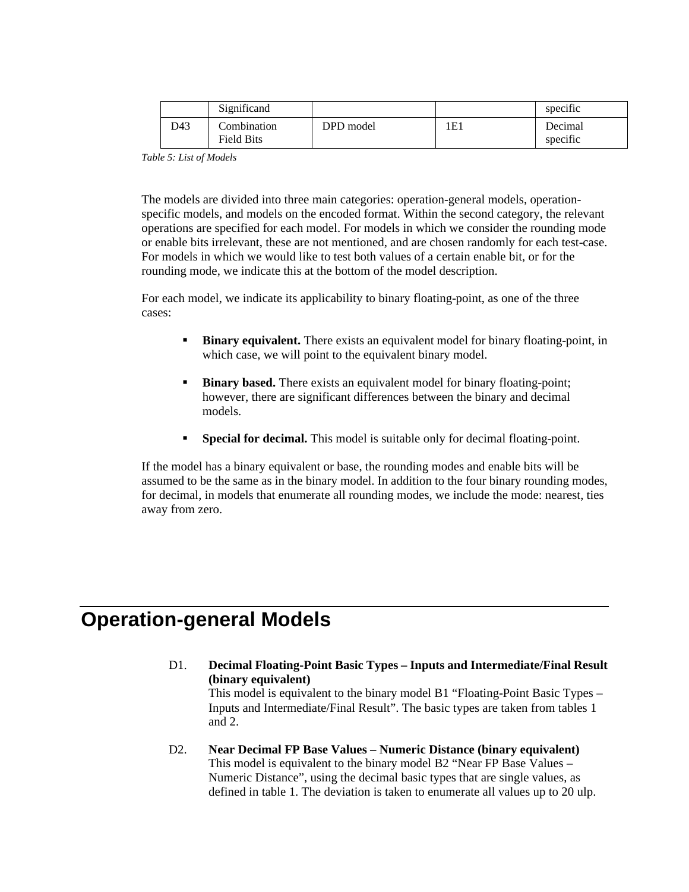|  | Significand |  |  | specific |
| --- | --- | --- | --- | --- |
| D43 | Combination Field Bits | DPD model | 1E1 | Decimal specific |

*Table 5: List of Models*

The models are divided into three main categories: operation-general models, operation-specific models, and models on the encoded format. Within the second category, the relevant operations are specified for each model. For models in which we consider the rounding mode or enable bits irrelevant, these are not mentioned, and are chosen randomly for each test-case. For models in which we would like to test both values of a certain enable bit, or for the rounding mode, we indicate this at the bottom of the model description.

For each model, we indicate its applicability to binary floating-point, as one of the three cases:

- **Binary equivalent.** There exists an equivalent model for binary floating-point, in which case, we will point to the equivalent binary model.
- **Binary based.** There exists an equivalent model for binary floating-point; however, there are significant differences between the binary and decimal models.
- **Special for decimal.** This model is suitable only for decimal floating-point.

If the model has a binary equivalent or base, the rounding modes and enable bits will be assumed to be the same as in the binary model. In addition to the four binary rounding modes, for decimal, in models that enumerate all rounding modes, we include the mode: nearest, ties away from zero.

# Operation-general Models

D1. **Decimal Floating-Point Basic Types – Inputs and Intermediate/Final Result (binary equivalent)**
This model is equivalent to the binary model B1 "Floating-Point Basic Types – Inputs and Intermediate/Final Result". The basic types are taken from tables 1 and 2.

D2. **Near Decimal FP Base Values – Numeric Distance (binary equivalent)**
This model is equivalent to the binary model B2 "Near FP Base Values – Numeric Distance", using the decimal basic types that are single values, as defined in table 1. The deviation is taken to enumerate all values up to 20 ulp.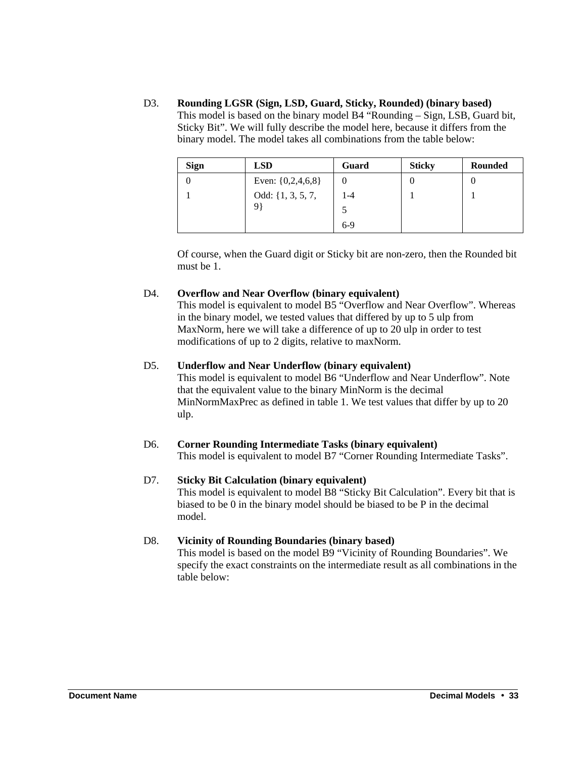**D3. Rounding LGSR (Sign, LSD, Guard, Sticky, Rounded) (binary based)**

This model is based on the binary model B4 “Rounding – Sign, LSB, Guard bit, Sticky Bit”. We will fully describe the model here, because it differs from the binary model. The model takes all combinations from the table below:

| Sign | LSD | Guard | Sticky | Rounded |
|---|---|---|---|---|
| 0<br>1 | Even: {0,2,4,6,8}<br>Odd: {1, 3, 5, 7, 9} | 0<br>1-4<br>5<br>6-9 | 0<br>1 | 0<br>1 |

Of course, when the Guard digit or Sticky bit are non-zero, then the Rounded bit must be 1.

**D4. Overflow and Near Overflow (binary equivalent)**

This model is equivalent to model B5 “Overflow and Near Overflow”. Whereas in the binary model, we tested values that differed by up to 5 ulp from MaxNorm, here we will take a difference of up to 20 ulp in order to test modifications of up to 2 digits, relative to maxNorm.

**D5. Underflow and Near Underflow (binary equivalent)**

This model is equivalent to model B6 “Underflow and Near Underflow”. Note that the equivalent value to the binary MinNorm is the decimal MinNormMaxPrec as defined in table 1. We test values that differ by up to 20 ulp.

**D6. Corner Rounding Intermediate Tasks (binary equivalent)**

This model is equivalent to model B7 “Corner Rounding Intermediate Tasks”.

**D7. Sticky Bit Calculation (binary equivalent)**

This model is equivalent to model B8 “Sticky Bit Calculation”. Every bit that is biased to be 0 in the binary model should be biased to be P in the decimal model.

**D8. Vicinity of Rounding Boundaries (binary based)**

This model is based on the model B9 “Vicinity of Rounding Boundaries”. We specify the exact constraints on the intermediate result as all combinations in the table below: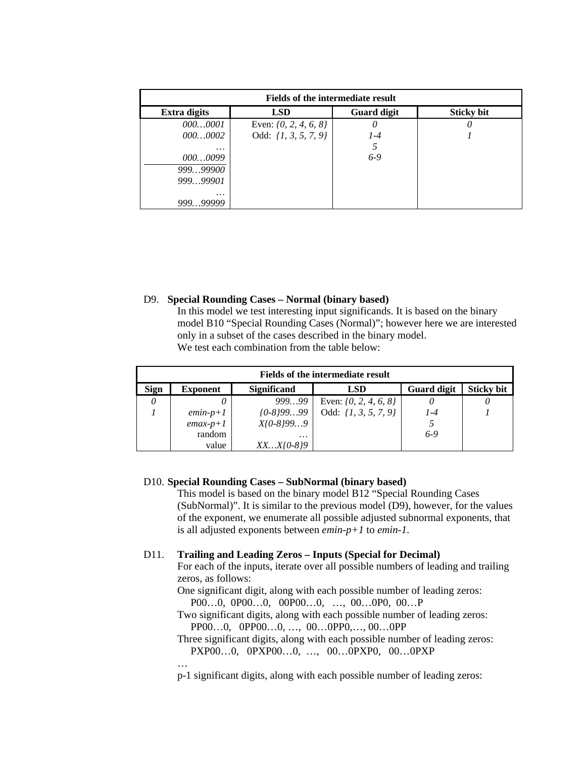| Fields of the intermediate result | | | |
|---|---|---|---|
| **Extra digits** | **LSD** | **Guard digit** | **Sticky bit** |
| *000…0001* | Even: *{0, 2, 4, 6, 8}* | *0* | *0* |
| *000…0002* | Odd: *{1, 3, 5, 7, 9}* | *1-4* | *1* |
| *…* | | *5* | |
| *000…0099* | | *6-9* | |
| *999…99900* | | | |
| *999…99901* | | | |
| *…* | | | |
| *999…99999* | | | |

D9. **Special Rounding Cases – Normal (binary based)**

In this model we test interesting input significands. It is based on the binary model B10 "Special Rounding Cases (Normal)"; however here we are interested only in a subset of the cases described in the binary model.
We test each combination from the table below:

| Fields of the intermediate result | | | | | |
|---|---|---|---|---|---|
| **Sign** | **Exponent** | **Significand** | **LSD** | **Guard digit** | **Sticky bit** |
| *0* | *0* | *999…99* | Even: *{0, 2, 4, 6, 8}* | *0* | *0* |
| *1* | *emin-p+1* | *{0-8}99…99* | Odd: *{1, 3, 5, 7, 9}* | *1-4* | *1* |
| | *emax-p+1* | *X{0-8}99…9* | | *5* | |
| | random | *…* | | *6-9* | |
| | value | *XX…X{0-8}9* | | | |

D10. **Special Rounding Cases – SubNormal (binary based)**

This model is based on the binary model B12 "Special Rounding Cases (SubNormal)". It is similar to the previous model (D9), however, for the values of the exponent, we enumerate all possible adjusted subnormal exponents, that is all adjusted exponents between *emin-p+1* to *emin-1*.

D11. **Trailing and Leading Zeros – Inputs (Special for Decimal)**

For each of the inputs, iterate over all possible numbers of leading and trailing zeros, as follows:

One significant digit, along with each possible number of leading zeros:
P00…0, 0P00…0, 00P00…0, …, 00…0P0, 00…P

Two significant digits, along with each possible number of leading zeros:
PP00…0, 0PP00…0, …, 00…0PP0,…, 00…0PP

Three significant digits, along with each possible number of leading zeros:
PXP00…0, 0PXP00…0, …, 00…0PXP0, 00…0PXP

…

p-1 significant digits, along with each possible number of leading zeros: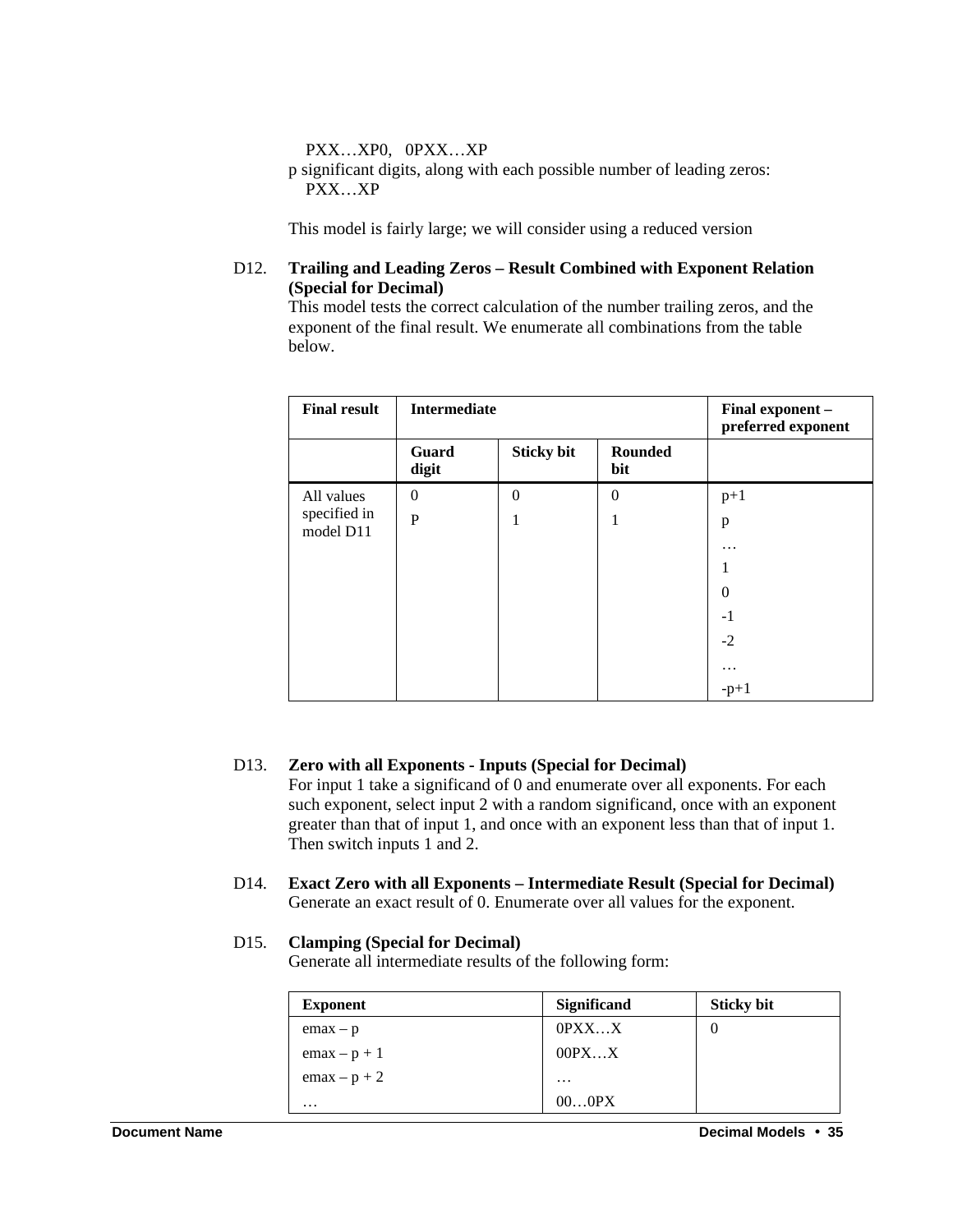PXX…XP0,   0PXX…XP

p significant digits, along with each possible number of leading zeros:

PXX…XP

This model is fairly large; we will consider using a reduced version

D12. **Trailing and Leading Zeros – Result Combined with Exponent Relation (Special for Decimal)**

This model tests the correct calculation of the number trailing zeros, and the exponent of the final result. We enumerate all combinations from the table below.

| Final result | Intermediate | | | Final exponent – preferred exponent |
|---|---|---|---|---|
| | Guard digit | Sticky bit | Rounded bit | |
| All values specified in model D11 | 0<br>P | 0<br>1 | 0<br>1 | p+1<br>p<br>…<br>1<br>0<br>-1<br>-2<br>…<br>-p+1 |

D13. **Zero with all Exponents - Inputs (Special for Decimal)**

For input 1 take a significand of 0 and enumerate over all exponents. For each such exponent, select input 2 with a random significand, once with an exponent greater than that of input 1, and once with an exponent less than that of input 1. Then switch inputs 1 and 2.

D14. **Exact Zero with all Exponents – Intermediate Result (Special for Decimal)**

Generate an exact result of 0. Enumerate over all values for the exponent.

D15. **Clamping (Special for Decimal)**

Generate all intermediate results of the following form:

| Exponent | Significand | Sticky bit |
|---|---|---|
| emax – p<br>emax – p + 1<br>emax – p + 2<br>… | 0PXX…X<br>00PX…X<br>…<br>00…0PX | 0 |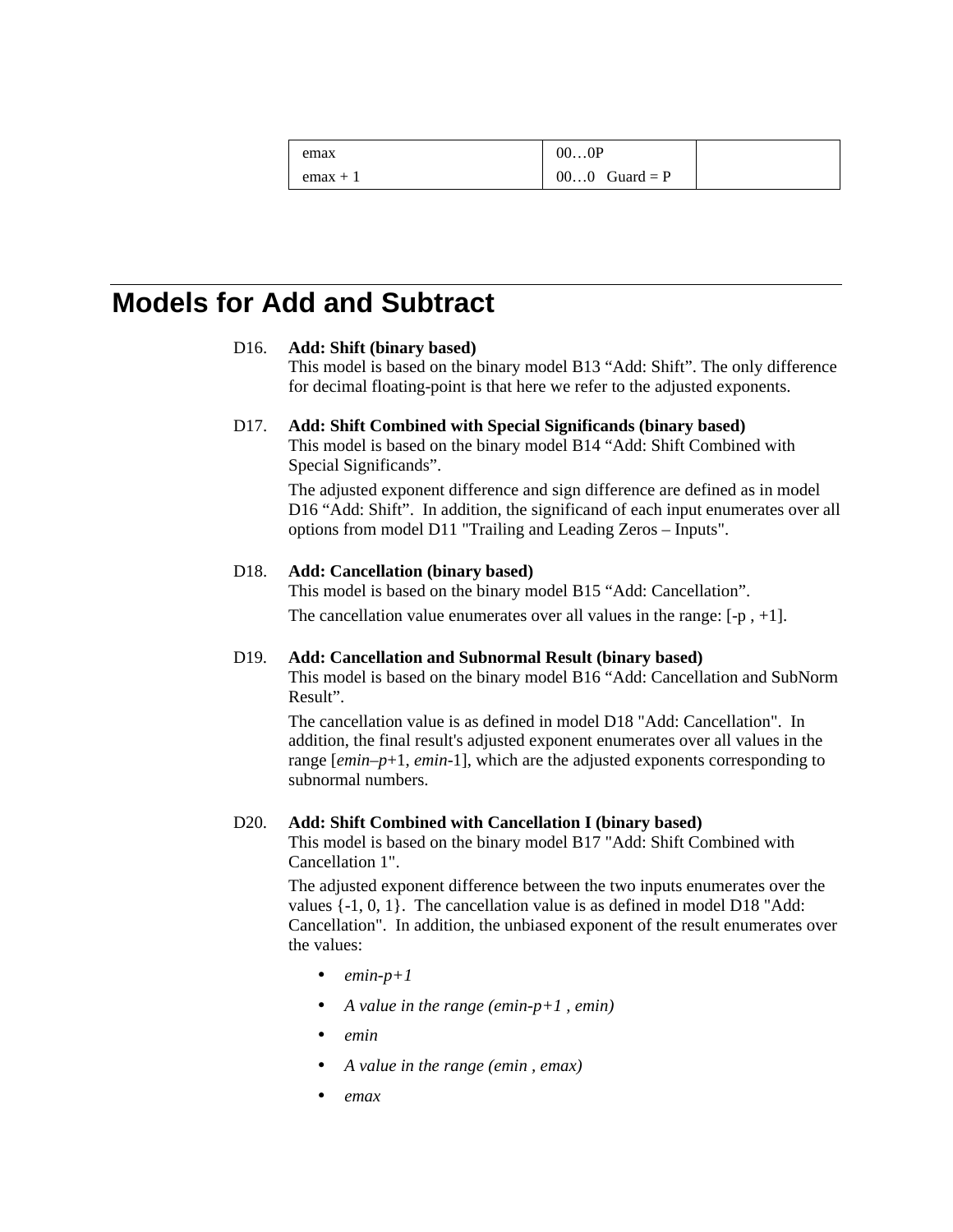| | | |
|---|---|---|
| emax | 00…0P | |
| emax + 1 | 00…0 Guard = P | |

## Models for Add and Subtract

D16. **Add: Shift (binary based)**
This model is based on the binary model B13 “Add: Shift”. The only difference for decimal floating-point is that here we refer to the adjusted exponents.

D17. **Add: Shift Combined with Special Significands (binary based)**
This model is based on the binary model B14 “Add: Shift Combined with Special Significands”.

The adjusted exponent difference and sign difference are defined as in model D16 “Add: Shift”. In addition, the significand of each input enumerates over all options from model D11 "Trailing and Leading Zeros – Inputs".

D18. **Add: Cancellation (binary based)**
This model is based on the binary model B15 “Add: Cancellation”.

The cancellation value enumerates over all values in the range: [-p , +1].

D19. **Add: Cancellation and Subnormal Result (binary based)**
This model is based on the binary model B16 “Add: Cancellation and SubNorm Result”.

The cancellation value is as defined in model D18 "Add: Cancellation". In addition, the final result's adjusted exponent enumerates over all values in the range [*emin*–*p*+1, *emin*-1], which are the adjusted exponents corresponding to subnormal numbers.

D20. **Add: Shift Combined with Cancellation I (binary based)**
This model is based on the binary model B17 "Add: Shift Combined with Cancellation 1".

The adjusted exponent difference between the two inputs enumerates over the values {-1, 0, 1}. The cancellation value is as defined in model D18 "Add: Cancellation". In addition, the unbiased exponent of the result enumerates over the values:

- *emin-p+1*
- *A value in the range (emin-p+1 , emin)*
- *emin*
- *A value in the range (emin , emax)*
- *emax*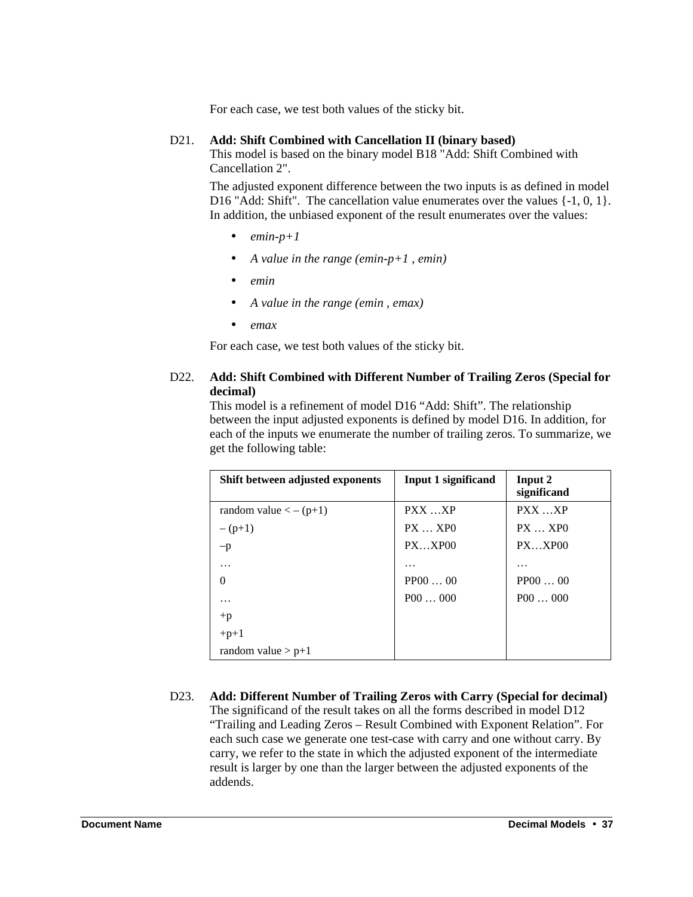For each case, we test both values of the sticky bit.

D21. **Add: Shift Combined with Cancellation II (binary based)**
This model is based on the binary model B18 "Add: Shift Combined with Cancellation 2".

The adjusted exponent difference between the two inputs is as defined in model D16 "Add: Shift". The cancellation value enumerates over the values {-1, 0, 1}. In addition, the unbiased exponent of the result enumerates over the values:

- *emin-p+1*
- *A value in the range (emin-p+1 , emin)*
- *emin*
- *A value in the range (emin , emax)*
- *emax*

For each case, we test both values of the sticky bit.

D22. **Add: Shift Combined with Different Number of Trailing Zeros (Special for decimal)**
This model is a refinement of model D16 "Add: Shift". The relationship between the input adjusted exponents is defined by model D16. In addition, for each of the inputs we enumerate the number of trailing zeros. To summarize, we get the following table:

| Shift between adjusted exponents | Input 1 significand | Input 2 significand |
|---|---|---|
| random value < – (p+1) | PXX …XP | PXX …XP |
| – (p+1) | PX … XP0 | PX … XP0 |
| –p | PX…XP00 | PX…XP00 |
| … | … | … |
| 0 | PP00 … 00 | PP00 … 00 |
| … | P00 … 000 | P00 … 000 |
| +p | | |
| +p+1 | | |
| random value > p+1 | | |

D23. **Add: Different Number of Trailing Zeros with Carry (Special for decimal)**
The significand of the result takes on all the forms described in model D12 "Trailing and Leading Zeros – Result Combined with Exponent Relation". For each such case we generate one test-case with carry and one without carry. By carry, we refer to the state in which the adjusted exponent of the intermediate result is larger by one than the larger between the adjusted exponents of the addends.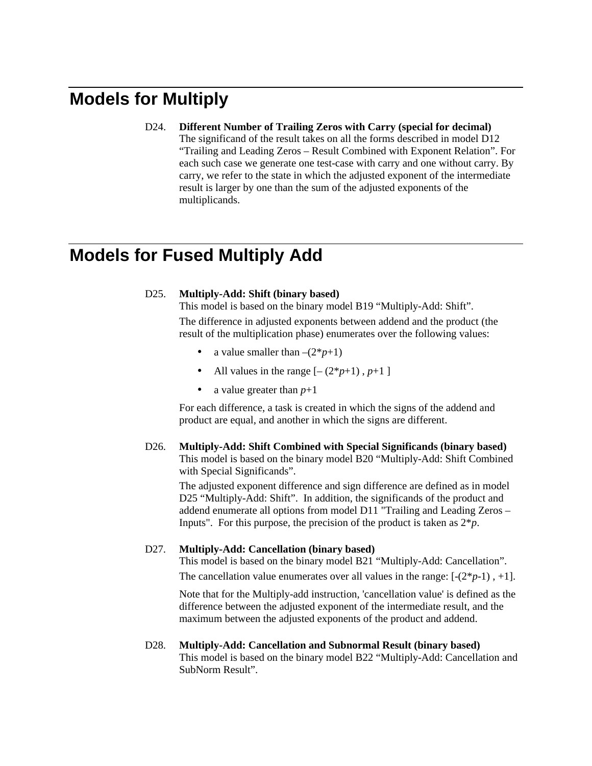# Models for Multiply

D24. **Different Number of Trailing Zeros with Carry (special for decimal)**
The significand of the result takes on all the forms described in model D12 "Trailing and Leading Zeros – Result Combined with Exponent Relation". For each such case we generate one test-case with carry and one without carry. By carry, we refer to the state in which the adjusted exponent of the intermediate result is larger by one than the sum of the adjusted exponents of the multiplicands.

# Models for Fused Multiply Add

D25. **Multiply-Add: Shift (binary based)**
This model is based on the binary model B19 "Multiply-Add: Shift".

The difference in adjusted exponents between addend and the product (the result of the multiplication phase) enumerates over the following values:

- a value smaller than $-(2*p+1)$
- All values in the range $[-(2*p+1), p+1]$
- a value greater than $p+1$

For each difference, a task is created in which the signs of the addend and product are equal, and another in which the signs are different.

D26. **Multiply-Add: Shift Combined with Special Significands (binary based)**
This model is based on the binary model B20 "Multiply-Add: Shift Combined with Special Significands".

The adjusted exponent difference and sign difference are defined as in model D25 "Multiply-Add: Shift". In addition, the significands of the product and addend enumerate all options from model D11 "Trailing and Leading Zeros – Inputs". For this purpose, the precision of the product is taken as $2*p$.

D27. **Multiply-Add: Cancellation (binary based)**
This model is based on the binary model B21 "Multiply-Add: Cancellation".

The cancellation value enumerates over all values in the range: $[-(2*p-1), +1]$.

Note that for the Multiply-add instruction, 'cancellation value' is defined as the difference between the adjusted exponent of the intermediate result, and the maximum between the adjusted exponents of the product and addend.

D28. **Multiply-Add: Cancellation and Subnormal Result (binary based)**
This model is based on the binary model B22 "Multiply-Add: Cancellation and SubNorm Result".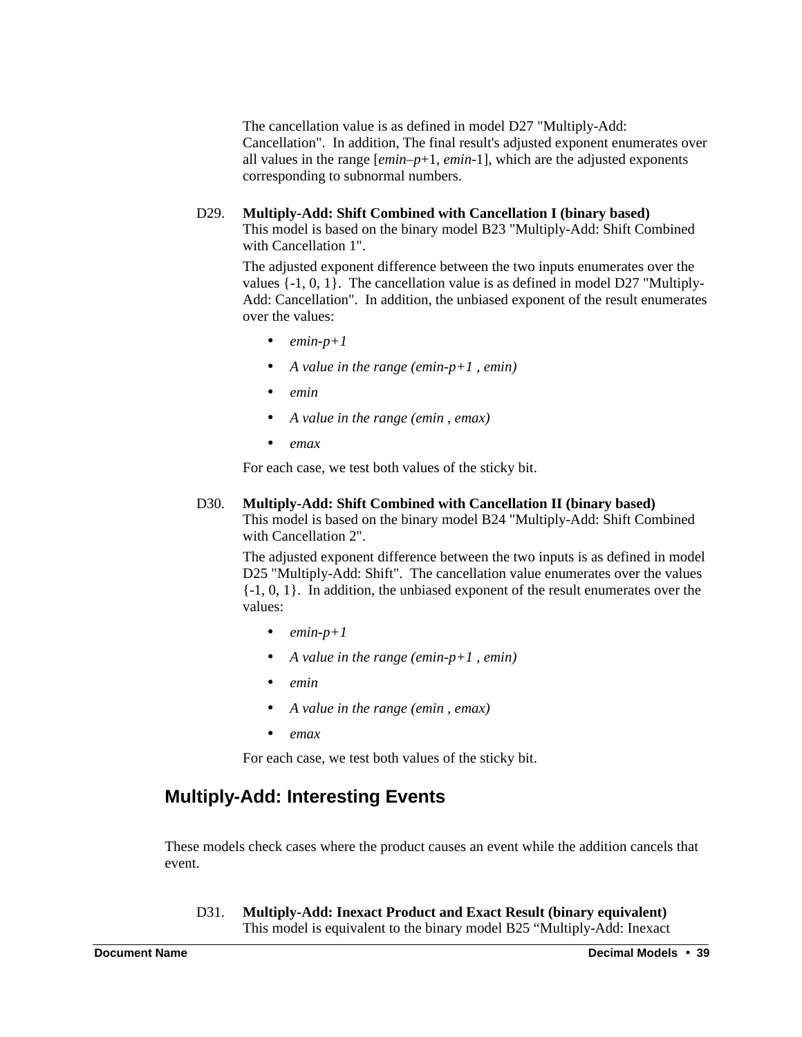The cancellation value is as defined in model D27 "Multiply-Add: Cancellation". In addition, The final result's adjusted exponent enumerates over all values in the range [*emin–p*+1, *emin*-1], which are the adjusted exponents corresponding to subnormal numbers.

D29. **Multiply-Add: Shift Combined with Cancellation I (binary based)**
This model is based on the binary model B23 "Multiply-Add: Shift Combined with Cancellation 1".

The adjusted exponent difference between the two inputs enumerates over the values {-1, 0, 1}. The cancellation value is as defined in model D27 "Multiply-Add: Cancellation". In addition, the unbiased exponent of the result enumerates over the values:

- *emin-p+1*
- *A value in the range (emin-p+1 , emin)*
- *emin*
- *A value in the range (emin , emax)*
- *emax*

For each case, we test both values of the sticky bit.

D30. **Multiply-Add: Shift Combined with Cancellation II (binary based)**
This model is based on the binary model B24 "Multiply-Add: Shift Combined with Cancellation 2".

The adjusted exponent difference between the two inputs is as defined in model D25 "Multiply-Add: Shift". The cancellation value enumerates over the values {-1, 0, 1}. In addition, the unbiased exponent of the result enumerates over the values:

- *emin-p+1*
- *A value in the range (emin-p+1 , emin)*
- *emin*
- *A value in the range (emin , emax)*
- *emax*

For each case, we test both values of the sticky bit.

## Multiply-Add: Interesting Events

These models check cases where the product causes an event while the addition cancels that event.

D31. **Multiply-Add: Inexact Product and Exact Result (binary equivalent)**
This model is equivalent to the binary model B25 “Multiply-Add: Inexact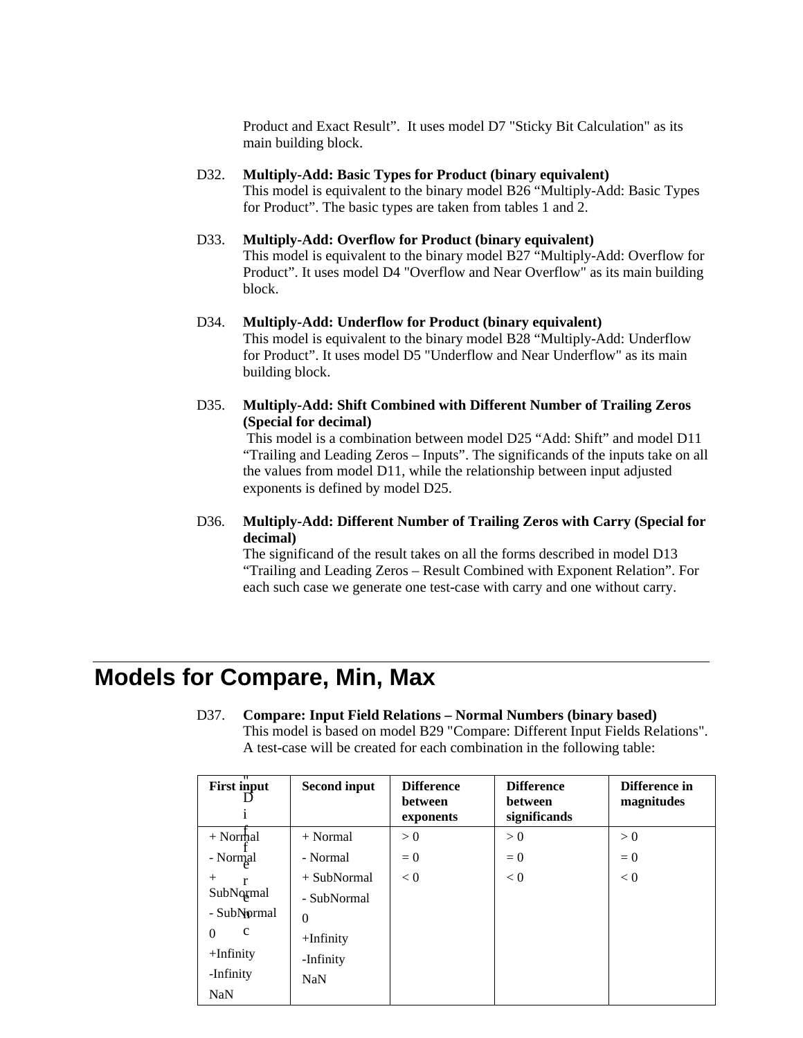Product and Exact Result". It uses model D7 "Sticky Bit Calculation" as its main building block.

D32. **Multiply-Add: Basic Types for Product (binary equivalent)**
This model is equivalent to the binary model B26 "Multiply-Add: Basic Types for Product". The basic types are taken from tables 1 and 2.

D33. **Multiply-Add: Overflow for Product (binary equivalent)**
This model is equivalent to the binary model B27 "Multiply-Add: Overflow for Product". It uses model D4 "Overflow and Near Overflow" as its main building block.

D34. **Multiply-Add: Underflow for Product (binary equivalent)**
This model is equivalent to the binary model B28 "Multiply-Add: Underflow for Product". It uses model D5 "Underflow and Near Underflow" as its main building block.

D35. **Multiply-Add: Shift Combined with Different Number of Trailing Zeros (Special for decimal)**
This model is a combination between model D25 "Add: Shift" and model D11 "Trailing and Leading Zeros – Inputs". The significands of the inputs take on all the values from model D11, while the relationship between input adjusted exponents is defined by model D25.

D36. **Multiply-Add: Different Number of Trailing Zeros with Carry (Special for decimal)**
The significand of the result takes on all the forms described in model D13 "Trailing and Leading Zeros – Result Combined with Exponent Relation". For each such case we generate one test-case with carry and one without carry.

# Models for Compare, Min, Max

D37. **Compare: Input Field Relations – Normal Numbers (binary based)**
This model is based on model B29 "Compare: Different Input Fields Relations". A test-case will be created for each combination in the following table:

| First input | Second input | Difference between exponents | Difference between significands | Difference in magnitudes |
|---|---|---|---|---|
| + Normal<br>- Normal<br>+ SubNormal<br>- SubNormal<br>0<br>+Infinity<br>-Infinity<br>NaN | + Normal<br>- Normal<br>+ SubNormal<br>- SubNormal<br>0<br>+Infinity<br>-Infinity<br>NaN | > 0<br>= 0<br>< 0 | > 0<br>= 0<br>< 0 | > 0<br>= 0<br>< 0 |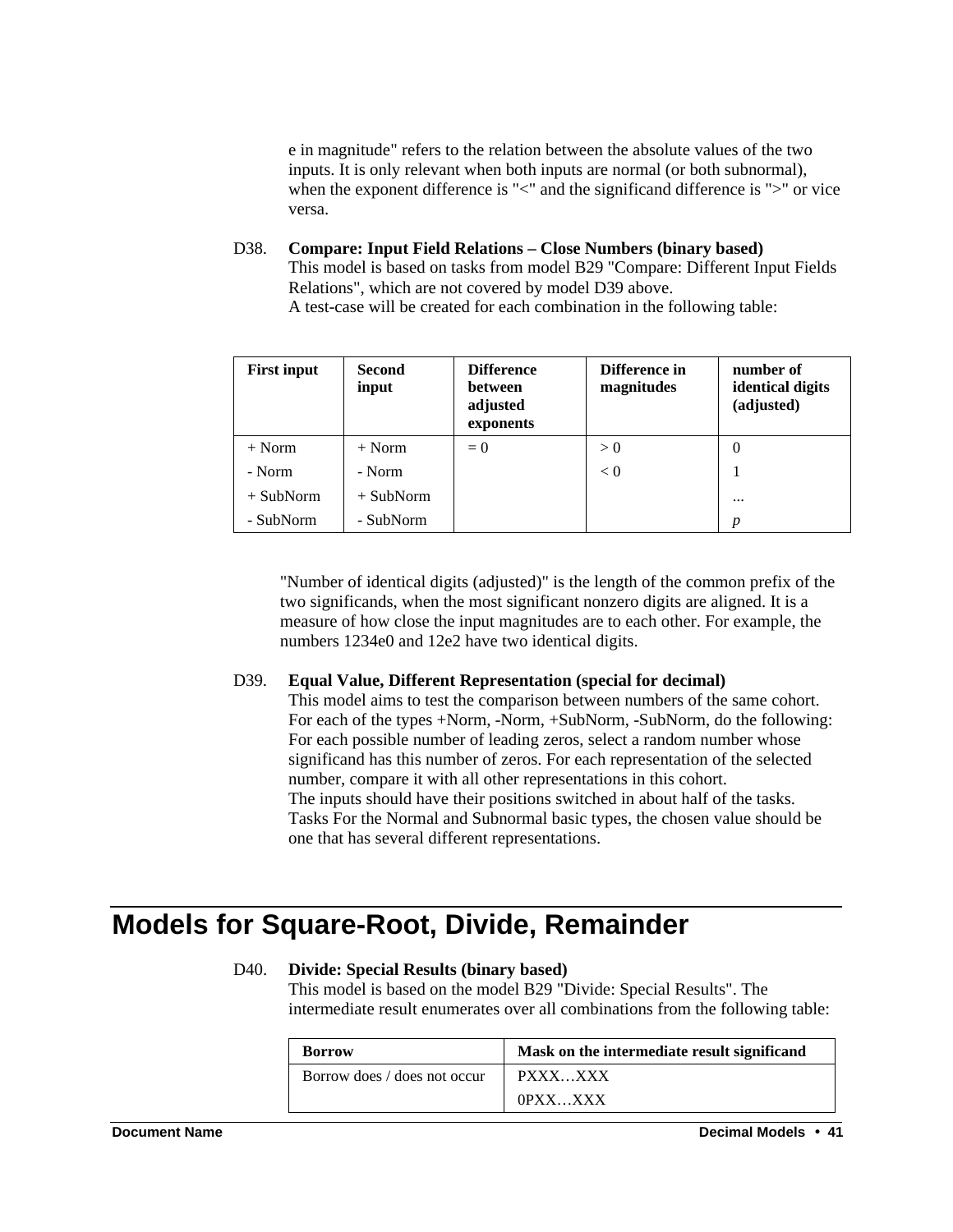e in magnitude" refers to the relation between the absolute values of the two inputs. It is only relevant when both inputs are normal (or both subnormal), when the exponent difference is "<" and the significand difference is ">" or vice versa.

D38. **Compare: Input Field Relations – Close Numbers (binary based)**
This model is based on tasks from model B29 "Compare: Different Input Fields Relations", which are not covered by model D39 above.
A test-case will be created for each combination in the following table:

| First input | Second input | Difference between adjusted exponents | Difference in magnitudes | number of identical digits (adjusted) |
|---|---|---|---|---|
| + Norm | + Norm | = 0 | > 0 | 0 |
| - Norm | - Norm | | < 0 | 1 |
| + SubNorm | + SubNorm | | | ... |
| - SubNorm | - SubNorm | | | *p* |

"Number of identical digits (adjusted)" is the length of the common prefix of the two significands, when the most significant nonzero digits are aligned. It is a measure of how close the input magnitudes are to each other. For example, the numbers 1234e0 and 12e2 have two identical digits.

D39. **Equal Value, Different Representation (special for decimal)**
This model aims to test the comparison between numbers of the same cohort. For each of the types +Norm, -Norm, +SubNorm, -SubNorm, do the following: For each possible number of leading zeros, select a random number whose significand has this number of zeros. For each representation of the selected number, compare it with all other representations in this cohort.
The inputs should have their positions switched in about half of the tasks.
Tasks For the Normal and Subnormal basic types, the chosen value should be one that has several different representations.

# Models for Square-Root, Divide, Remainder

D40. **Divide: Special Results (binary based)**
This model is based on the model B29 "Divide: Special Results". The intermediate result enumerates over all combinations from the following table:

| Borrow | Mask on the intermediate result significand |
|---|---|
| Borrow does / does not occur | PXXX…XXX |
| | 0PXX…XXX |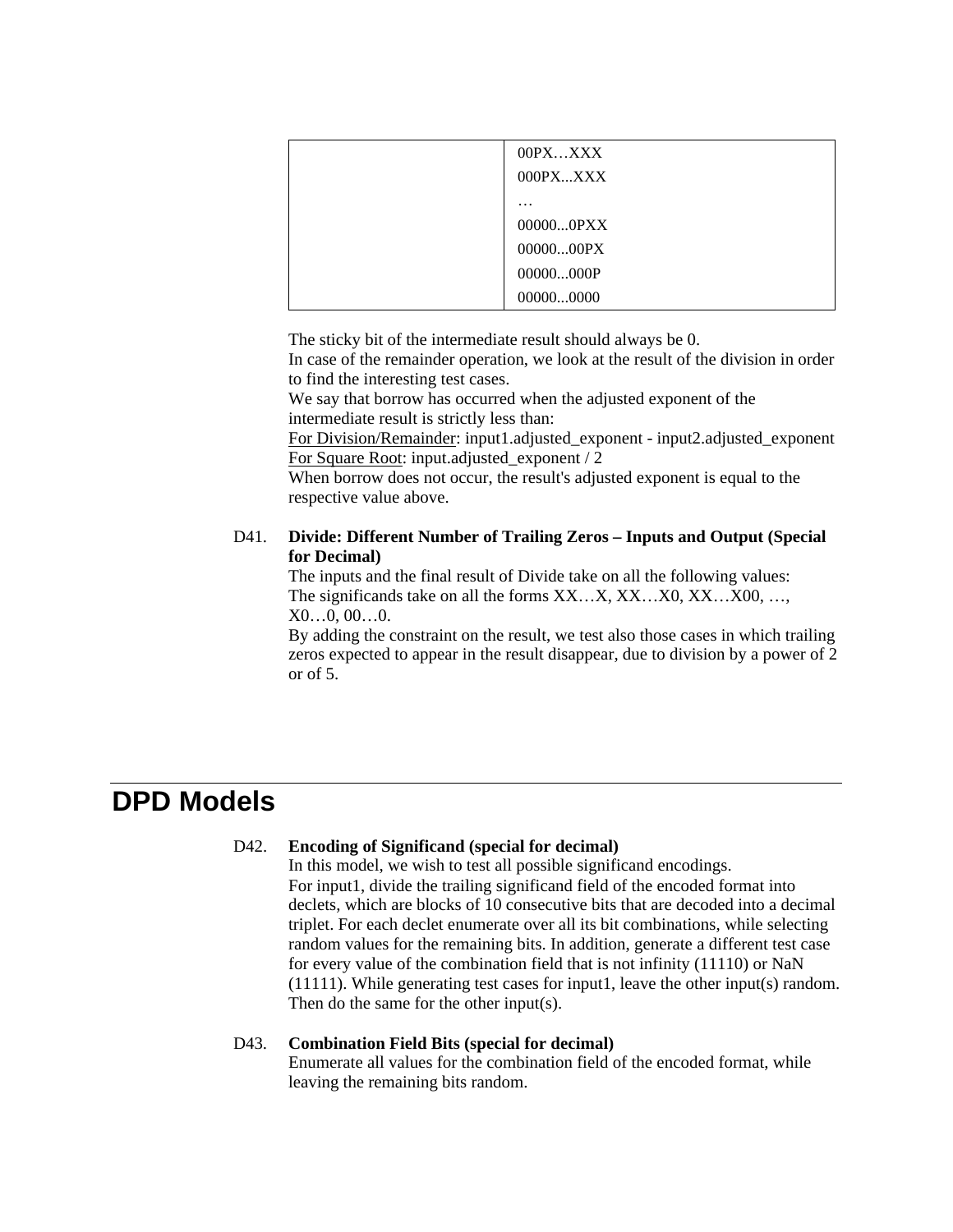| | |
|---|---|
| | 00PX…XXX<br>000PX...XXX<br>…<br>00000...0PXX<br>00000...00PX<br>00000...000P<br>00000...0000 |

The sticky bit of the intermediate result should always be 0.
In case of the remainder operation, we look at the result of the division in order to find the interesting test cases.
We say that borrow has occurred when the adjusted exponent of the intermediate result is strictly less than:
For Division/Remainder: input1.adjusted_exponent - input2.adjusted_exponent
For Square Root: input.adjusted_exponent / 2
When borrow does not occur, the result's adjusted exponent is equal to the respective value above.

D41. **Divide: Different Number of Trailing Zeros – Inputs and Output (Special for Decimal)**
The inputs and the final result of Divide take on all the following values:
The significands take on all the forms XX…X, XX…X0, XX…X00, …, X0…0, 00…0.
By adding the constraint on the result, we test also those cases in which trailing zeros expected to appear in the result disappear, due to division by a power of 2 or of 5.

# DPD Models

D42. **Encoding of Significand (special for decimal)**
In this model, we wish to test all possible significand encodings.
For input1, divide the trailing significand field of the encoded format into declets, which are blocks of 10 consecutive bits that are decoded into a decimal triplet. For each declet enumerate over all its bit combinations, while selecting random values for the remaining bits. In addition, generate a different test case for every value of the combination field that is not infinity (11110) or NaN (11111). While generating test cases for input1, leave the other input(s) random. Then do the same for the other input(s).

D43. **Combination Field Bits (special for decimal)**
Enumerate all values for the combination field of the encoded format, while leaving the remaining bits random.